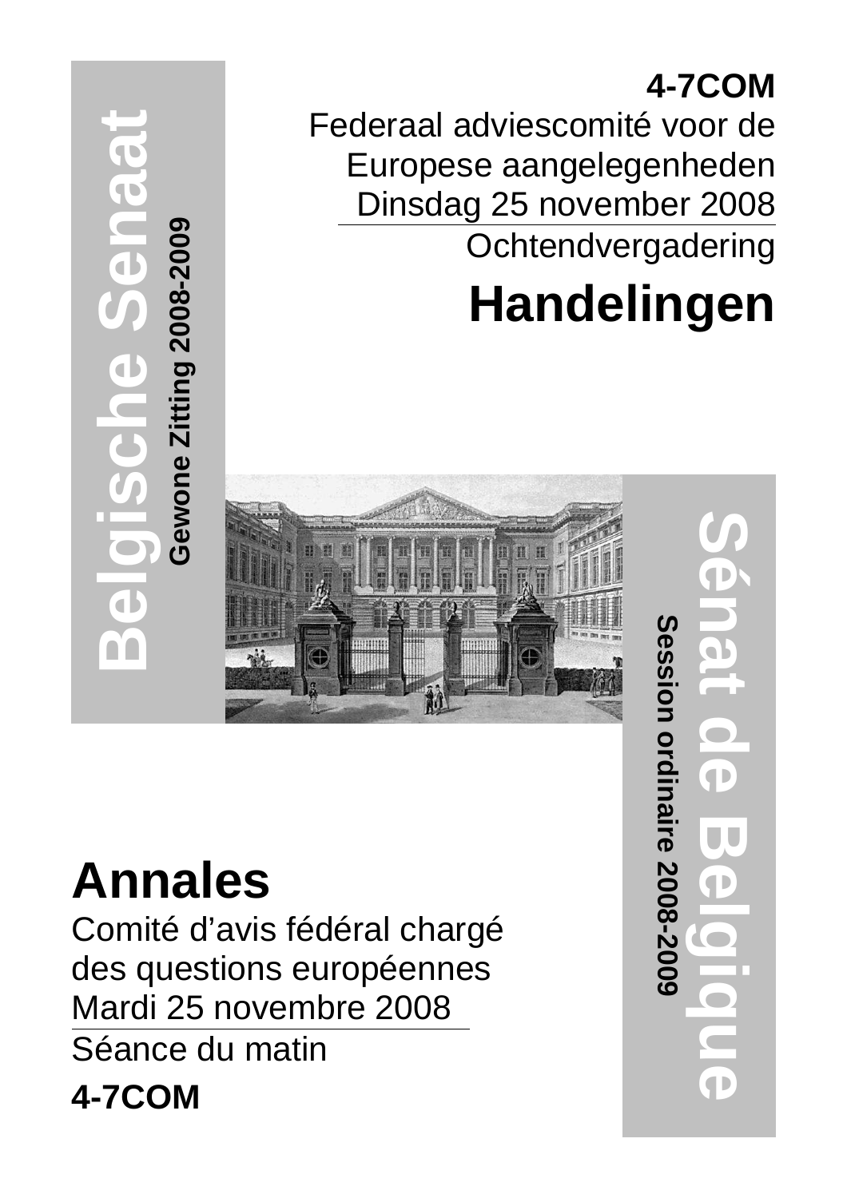**Belgische Senaat**

**Gewone Zitting 2008-2009**

**4-7COM**

Federaal adviescomité voor de Europese aangelegenheden

Dinsdag 25 november 2008

Ochtendvergadering

# Handelingen

**Sénat de Belgique**

**Session ordinaire 2008-2009**

# Annales

Comité d'avis fédéral chargé des questions européennes

Mardi 25 novembre 2008

Séance du matin

**4-7COM**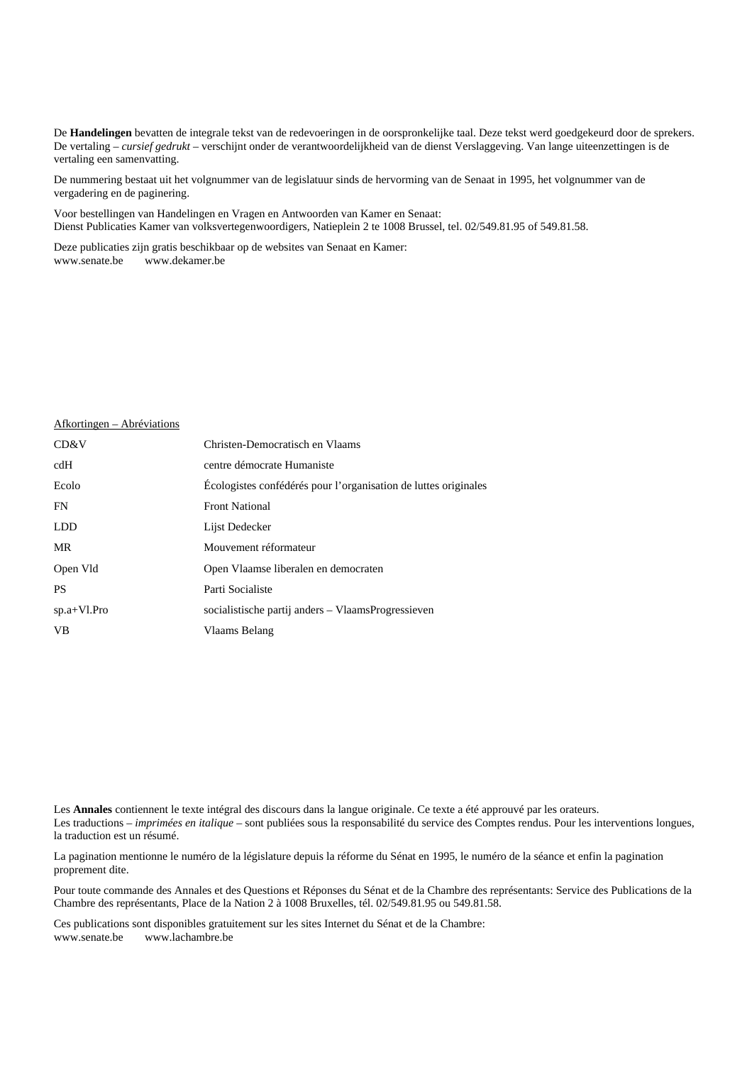De **Handelingen** bevatten de integrale tekst van de redevoeringen in de oorspronkelijke taal. Deze tekst werd goedgekeurd door de sprekers. De vertaling – *cursief gedrukt* – verschijnt onder de verantwoordelijkheid van de dienst Verslaggeving. Van lange uiteenzettingen is de vertaling een samenvatting.

De nummering bestaat uit het volgnummer van de legislatuur sinds de hervorming van de Senaat in 1995, het volgnummer van de vergadering en de paginering.

Voor bestellingen van Handelingen en Vragen en Antwoorden van Kamer en Senaat:
Dienst Publicaties Kamer van volksvertegenwoordigers, Natieplein 2 te 1008 Brussel, tel. 02/549.81.95 of 549.81.58.

Deze publicaties zijn gratis beschikbaar op de websites van Senaat en Kamer:
www.senate.be www.dekamer.be

Afkortingen – Abréviations

| | |
|---|---|
| CD&V | Christen-Democratisch en Vlaams |
| cdH | centre démocrate Humaniste |
| Ecolo | Écologistes confédérés pour l'organisation de luttes originales |
| FN | Front National |
| LDD | Lijst Dedecker |
| MR | Mouvement réformateur |
| Open Vld | Open Vlaamse liberalen en democraten |
| PS | Parti Socialiste |
| sp.a+Vl.Pro | socialistische partij anders – VlaamsProgressieven |
| VB | Vlaams Belang |

Les **Annales** contiennent le texte intégral des discours dans la langue originale. Ce texte a été approuvé par les orateurs. Les traductions – *imprimées en italique* – sont publiées sous la responsabilité du service des Comptes rendus. Pour les interventions longues, la traduction est un résumé.

La pagination mentionne le numéro de la législature depuis la réforme du Sénat en 1995, le numéro de la séance et enfin la pagination proprement dite.

Pour toute commande des Annales et des Questions et Réponses du Sénat et de la Chambre des représentants: Service des Publications de la Chambre des représentants, Place de la Nation 2 à 1008 Bruxelles, tél. 02/549.81.95 ou 549.81.58.

Ces publications sont disponibles gratuitement sur les sites Internet du Sénat et de la Chambre:
www.senate.be www.lachambre.be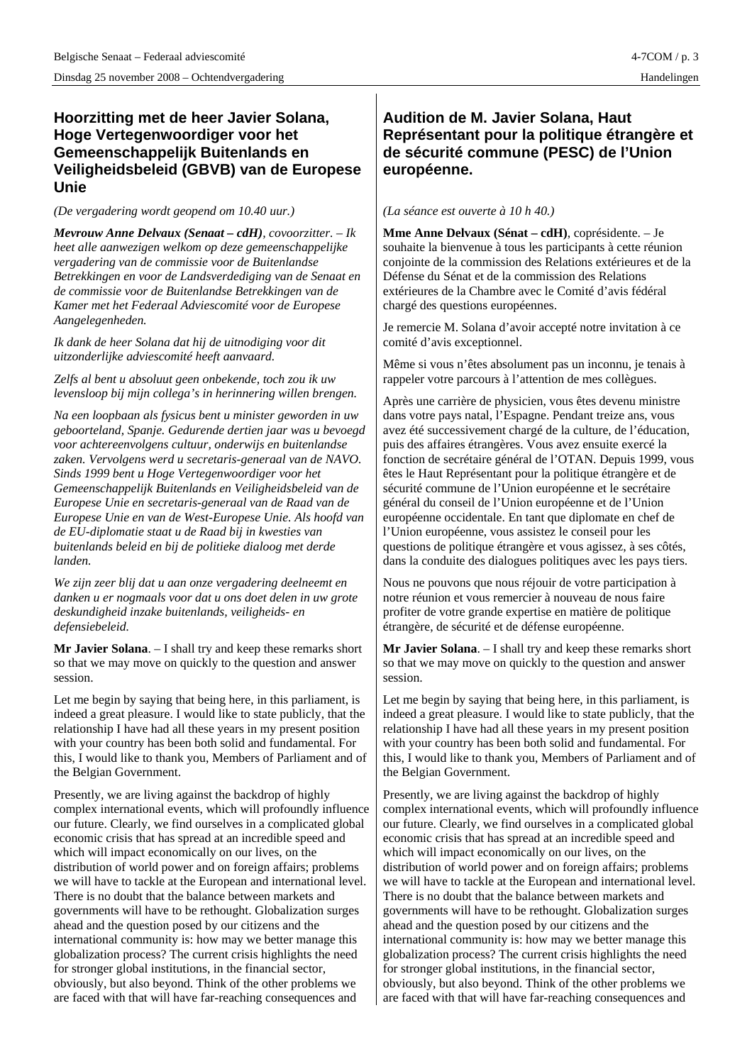## Hoorzitting met de heer Javier Solana, Hoge Vertegenwoordiger voor het Gemeenschappelijk Buitenlands en Veiligheidsbeleid (GBVB) van de Europese Unie

*(De vergadering wordt geopend om 10.40 uur.)*

***Mevrouw Anne Delvaux (Senaat – cdH)**, covoorzitter. – Ik heet alle aanwezigen welkom op deze gemeenschappelijke vergadering van de commissie voor de Buitenlandse Betrekkingen en voor de Landsverdediging van de Senaat en de commissie voor de Buitenlandse Betrekkingen van de Kamer met het Federaal Adviescomité voor de Europese Aangelegenheden.*

*Ik dank de heer Solana dat hij de uitnodiging voor dit uitzonderlijke adviescomité heeft aanvaard.*

*Zelfs al bent u absoluut geen onbekende, toch zou ik uw levensloop bij mijn collega's in herinnering willen brengen.*

*Na een loopbaan als fysicus bent u minister geworden in uw geboorteland, Spanje. Gedurende dertien jaar was u bevoegd voor achtereenvolgens cultuur, onderwijs en buitenlandse zaken. Vervolgens werd u secretaris-generaal van de NAVO. Sinds 1999 bent u Hoge Vertegenwoordiger voor het Gemeenschappelijk Buitenlands en Veiligheidsbeleid van de Europese Unie en secretaris-generaal van de Raad van de Europese Unie en van de West-Europese Unie. Als hoofd van de EU-diplomatie staat u de Raad bij in kwesties van buitenlands beleid en bij de politieke dialoog met derde landen.*

*We zijn zeer blij dat u aan onze vergadering deelneemt en danken u er nogmaals voor dat u ons doet delen in uw grote deskundigheid inzake buitenlands, veiligheids- en defensiebeleid.*

**Mr Javier Solana**. – I shall try and keep these remarks short so that we may move on quickly to the question and answer session.

Let me begin by saying that being here, in this parliament, is indeed a great pleasure. I would like to state publicly, that the relationship I have had all these years in my present position with your country has been both solid and fundamental. For this, I would like to thank you, Members of Parliament and of the Belgian Government.

Presently, we are living against the backdrop of highly complex international events, which will profoundly influence our future. Clearly, we find ourselves in a complicated global economic crisis that has spread at an incredible speed and which will impact economically on our lives, on the distribution of world power and on foreign affairs; problems we will have to tackle at the European and international level. There is no doubt that the balance between markets and governments will have to be rethought. Globalization surges ahead and the question posed by our citizens and the international community is: how may we better manage this globalization process? The current crisis highlights the need for stronger global institutions, in the financial sector, obviously, but also beyond. Think of the other problems we are faced with that will have far-reaching consequences and

## Audition de M. Javier Solana, Haut Représentant pour la politique étrangère et de sécurité commune (PESC) de l'Union européenne.

*(La séance est ouverte à 10 h 40.)*

**Mme Anne Delvaux (Sénat – cdH)**, coprésidente. – Je souhaite la bienvenue à tous les participants à cette réunion conjointe de la commission des Relations extérieures et de la Défense du Sénat et de la commission des Relations extérieures de la Chambre avec le Comité d'avis fédéral chargé des questions européennes.

Je remercie M. Solana d'avoir accepté notre invitation à ce comité d'avis exceptionnel.

Même si vous n'êtes absolument pas un inconnu, je tenais à rappeler votre parcours à l'attention de mes collègues.

Après une carrière de physicien, vous êtes devenu ministre dans votre pays natal, l'Espagne. Pendant treize ans, vous avez été successivement chargé de la culture, de l'éducation, puis des affaires étrangères. Vous avez ensuite exercé la fonction de secrétaire général de l'OTAN. Depuis 1999, vous êtes le Haut Représentant pour la politique étrangère et de sécurité commune de l'Union européenne et le secrétaire général du conseil de l'Union européenne et de l'Union européenne occidentale. En tant que diplomate en chef de l'Union européenne, vous assistez le conseil pour les questions de politique étrangère et vous agissez, à ses côtés, dans la conduite des dialogues politiques avec les pays tiers.

Nous ne pouvons que nous réjouir de votre participation à notre réunion et vous remercier à nouveau de nous faire profiter de votre grande expertise en matière de politique étrangère, de sécurité et de défense européenne.

**Mr Javier Solana**. – I shall try and keep these remarks short so that we may move on quickly to the question and answer session.

Let me begin by saying that being here, in this parliament, is indeed a great pleasure. I would like to state publicly, that the relationship I have had all these years in my present position with your country has been both solid and fundamental. For this, I would like to thank you, Members of Parliament and of the Belgian Government.

Presently, we are living against the backdrop of highly complex international events, which will profoundly influence our future. Clearly, we find ourselves in a complicated global economic crisis that has spread at an incredible speed and which will impact economically on our lives, on the distribution of world power and on foreign affairs; problems we will have to tackle at the European and international level. There is no doubt that the balance between markets and governments will have to be rethought. Globalization surges ahead and the question posed by our citizens and the international community is: how may we better manage this globalization process? The current crisis highlights the need for stronger global institutions, in the financial sector, obviously, but also beyond. Think of the other problems we are faced with that will have far-reaching consequences and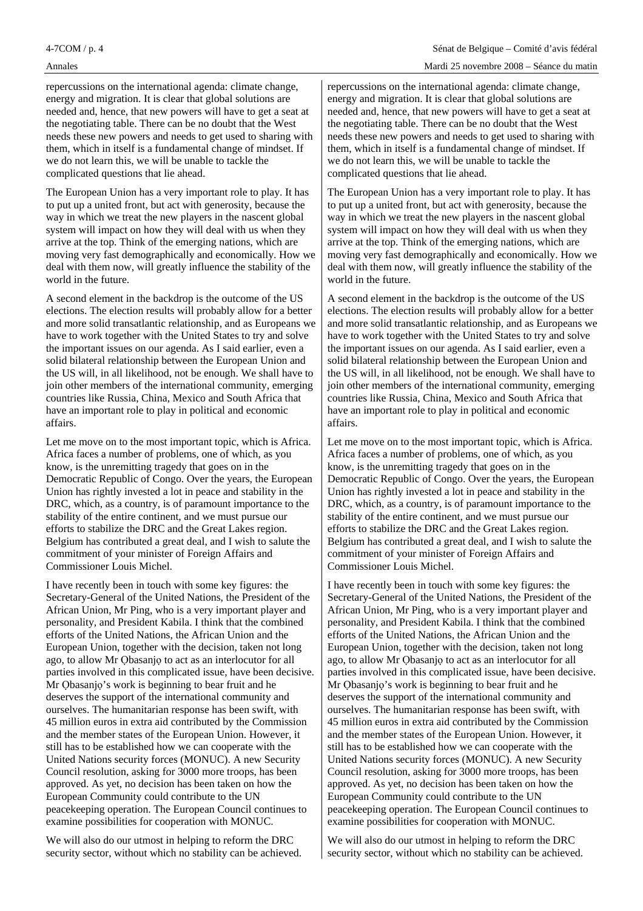repercussions on the international agenda: climate change, energy and migration. It is clear that global solutions are needed and, hence, that new powers will have to get a seat at the negotiating table. There can be no doubt that the West needs these new powers and needs to get used to sharing with them, which in itself is a fundamental change of mindset. If we do not learn this, we will be unable to tackle the complicated questions that lie ahead.

The European Union has a very important role to play. It has to put up a united front, but act with generosity, because the way in which we treat the new players in the nascent global system will impact on how they will deal with us when they arrive at the top. Think of the emerging nations, which are moving very fast demographically and economically. How we deal with them now, will greatly influence the stability of the world in the future.

A second element in the backdrop is the outcome of the US elections. The election results will probably allow for a better and more solid transatlantic relationship, and as Europeans we have to work together with the United States to try and solve the important issues on our agenda. As I said earlier, even a solid bilateral relationship between the European Union and the US will, in all likelihood, not be enough. We shall have to join other members of the international community, emerging countries like Russia, China, Mexico and South Africa that have an important role to play in political and economic affairs.

Let me move on to the most important topic, which is Africa. Africa faces a number of problems, one of which, as you know, is the unremitting tragedy that goes on in the Democratic Republic of Congo. Over the years, the European Union has rightly invested a lot in peace and stability in the DRC, which, as a country, is of paramount importance to the stability of the entire continent, and we must pursue our efforts to stabilize the DRC and the Great Lakes region. Belgium has contributed a great deal, and I wish to salute the commitment of your minister of Foreign Affairs and Commissioner Louis Michel.

I have recently been in touch with some key figures: the Secretary-General of the United Nations, the President of the African Union, Mr Ping, who is a very important player and personality, and President Kabila. I think that the combined efforts of the United Nations, the African Union and the European Union, together with the decision, taken not long ago, to allow Mr Ọbasanjọ to act as an interlocutor for all parties involved in this complicated issue, have been decisive. Mr Ọbasanjọ's work is beginning to bear fruit and he deserves the support of the international community and ourselves. The humanitarian response has been swift, with 45 million euros in extra aid contributed by the Commission and the member states of the European Union. However, it still has to be established how we can cooperate with the United Nations security forces (MONUC). A new Security Council resolution, asking for 3000 more troops, has been approved. As yet, no decision has been taken on how the European Community could contribute to the UN peacekeeping operation. The European Council continues to examine possibilities for cooperation with MONUC.

We will also do our utmost in helping to reform the DRC security sector, without which no stability can be achieved.

repercussions on the international agenda: climate change, energy and migration. It is clear that global solutions are needed and, hence, that new powers will have to get a seat at the negotiating table. There can be no doubt that the West needs these new powers and needs to get used to sharing with them, which in itself is a fundamental change of mindset. If we do not learn this, we will be unable to tackle the complicated questions that lie ahead.

The European Union has a very important role to play. It has to put up a united front, but act with generosity, because the way in which we treat the new players in the nascent global system will impact on how they will deal with us when they arrive at the top. Think of the emerging nations, which are moving very fast demographically and economically. How we deal with them now, will greatly influence the stability of the world in the future.

A second element in the backdrop is the outcome of the US elections. The election results will probably allow for a better and more solid transatlantic relationship, and as Europeans we have to work together with the United States to try and solve the important issues on our agenda. As I said earlier, even a solid bilateral relationship between the European Union and the US will, in all likelihood, not be enough. We shall have to join other members of the international community, emerging countries like Russia, China, Mexico and South Africa that have an important role to play in political and economic affairs.

Let me move on to the most important topic, which is Africa. Africa faces a number of problems, one of which, as you know, is the unremitting tragedy that goes on in the Democratic Republic of Congo. Over the years, the European Union has rightly invested a lot in peace and stability in the DRC, which, as a country, is of paramount importance to the stability of the entire continent, and we must pursue our efforts to stabilize the DRC and the Great Lakes region. Belgium has contributed a great deal, and I wish to salute the commitment of your minister of Foreign Affairs and Commissioner Louis Michel.

I have recently been in touch with some key figures: the Secretary-General of the United Nations, the President of the African Union, Mr Ping, who is a very important player and personality, and President Kabila. I think that the combined efforts of the United Nations, the African Union and the European Union, together with the decision, taken not long ago, to allow Mr Ọbasanjọ to act as an interlocutor for all parties involved in this complicated issue, have been decisive. Mr Ọbasanjọ's work is beginning to bear fruit and he deserves the support of the international community and ourselves. The humanitarian response has been swift, with 45 million euros in extra aid contributed by the Commission and the member states of the European Union. However, it still has to be established how we can cooperate with the United Nations security forces (MONUC). A new Security Council resolution, asking for 3000 more troops, has been approved. As yet, no decision has been taken on how the European Community could contribute to the UN peacekeeping operation. The European Council continues to examine possibilities for cooperation with MONUC.

We will also do our utmost in helping to reform the DRC security sector, without which no stability can be achieved.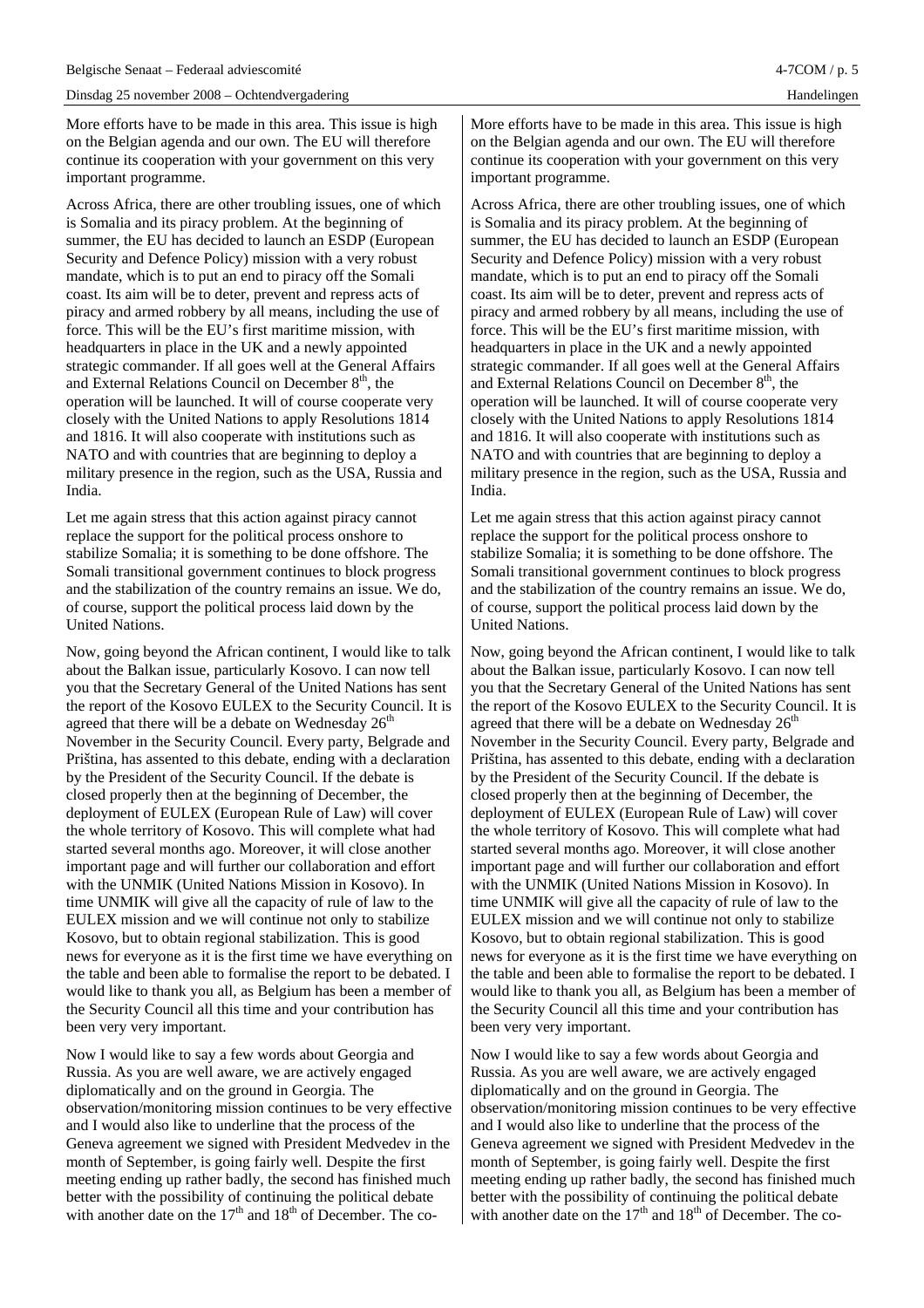More efforts have to be made in this area. This issue is high on the Belgian agenda and our own. The EU will therefore continue its cooperation with your government on this very important programme.

Across Africa, there are other troubling issues, one of which is Somalia and its piracy problem. At the beginning of summer, the EU has decided to launch an ESDP (European Security and Defence Policy) mission with a very robust mandate, which is to put an end to piracy off the Somali coast. Its aim will be to deter, prevent and repress acts of piracy and armed robbery by all means, including the use of force. This will be the EU's first maritime mission, with headquarters in place in the UK and a newly appointed strategic commander. If all goes well at the General Affairs and External Relations Council on December 8th, the operation will be launched. It will of course cooperate very closely with the United Nations to apply Resolutions 1814 and 1816. It will also cooperate with institutions such as NATO and with countries that are beginning to deploy a military presence in the region, such as the USA, Russia and India.

Let me again stress that this action against piracy cannot replace the support for the political process onshore to stabilize Somalia; it is something to be done offshore. The Somali transitional government continues to block progress and the stabilization of the country remains an issue. We do, of course, support the political process laid down by the United Nations.

Now, going beyond the African continent, I would like to talk about the Balkan issue, particularly Kosovo. I can now tell you that the Secretary General of the United Nations has sent the report of the Kosovo EULEX to the Security Council. It is agreed that there will be a debate on Wednesday 26th November in the Security Council. Every party, Belgrade and Priština, has assented to this debate, ending with a declaration by the President of the Security Council. If the debate is closed properly then at the beginning of December, the deployment of EULEX (European Rule of Law) will cover the whole territory of Kosovo. This will complete what had started several months ago. Moreover, it will close another important page and will further our collaboration and effort with the UNMIK (United Nations Mission in Kosovo). In time UNMIK will give all the capacity of rule of law to the EULEX mission and we will continue not only to stabilize Kosovo, but to obtain regional stabilization. This is good news for everyone as it is the first time we have everything on the table and been able to formalise the report to be debated. I would like to thank you all, as Belgium has been a member of the Security Council all this time and your contribution has been very very important.

Now I would like to say a few words about Georgia and Russia. As you are well aware, we are actively engaged diplomatically and on the ground in Georgia. The observation/monitoring mission continues to be very effective and I would also like to underline that the process of the Geneva agreement we signed with President Medvedev in the month of September, is going fairly well. Despite the first meeting ending up rather badly, the second has finished much better with the possibility of continuing the political debate with another date on the 17th and 18th of December. The co-

More efforts have to be made in this area. This issue is high on the Belgian agenda and our own. The EU will therefore continue its cooperation with your government on this very important programme.

Across Africa, there are other troubling issues, one of which is Somalia and its piracy problem. At the beginning of summer, the EU has decided to launch an ESDP (European Security and Defence Policy) mission with a very robust mandate, which is to put an end to piracy off the Somali coast. Its aim will be to deter, prevent and repress acts of piracy and armed robbery by all means, including the use of force. This will be the EU's first maritime mission, with headquarters in place in the UK and a newly appointed strategic commander. If all goes well at the General Affairs and External Relations Council on December 8th, the operation will be launched. It will of course cooperate very closely with the United Nations to apply Resolutions 1814 and 1816. It will also cooperate with institutions such as NATO and with countries that are beginning to deploy a military presence in the region, such as the USA, Russia and India.

Let me again stress that this action against piracy cannot replace the support for the political process onshore to stabilize Somalia; it is something to be done offshore. The Somali transitional government continues to block progress and the stabilization of the country remains an issue. We do, of course, support the political process laid down by the United Nations.

Now, going beyond the African continent, I would like to talk about the Balkan issue, particularly Kosovo. I can now tell you that the Secretary General of the United Nations has sent the report of the Kosovo EULEX to the Security Council. It is agreed that there will be a debate on Wednesday 26th November in the Security Council. Every party, Belgrade and Priština, has assented to this debate, ending with a declaration by the President of the Security Council. If the debate is closed properly then at the beginning of December, the deployment of EULEX (European Rule of Law) will cover the whole territory of Kosovo. This will complete what had started several months ago. Moreover, it will close another important page and will further our collaboration and effort with the UNMIK (United Nations Mission in Kosovo). In time UNMIK will give all the capacity of rule of law to the EULEX mission and we will continue not only to stabilize Kosovo, but to obtain regional stabilization. This is good news for everyone as it is the first time we have everything on the table and been able to formalise the report to be debated. I would like to thank you all, as Belgium has been a member of the Security Council all this time and your contribution has been very very important.

Now I would like to say a few words about Georgia and Russia. As you are well aware, we are actively engaged diplomatically and on the ground in Georgia. The observation/monitoring mission continues to be very effective and I would also like to underline that the process of the Geneva agreement we signed with President Medvedev in the month of September, is going fairly well. Despite the first meeting ending up rather badly, the second has finished much better with the possibility of continuing the political debate with another date on the 17th and 18th of December. The co-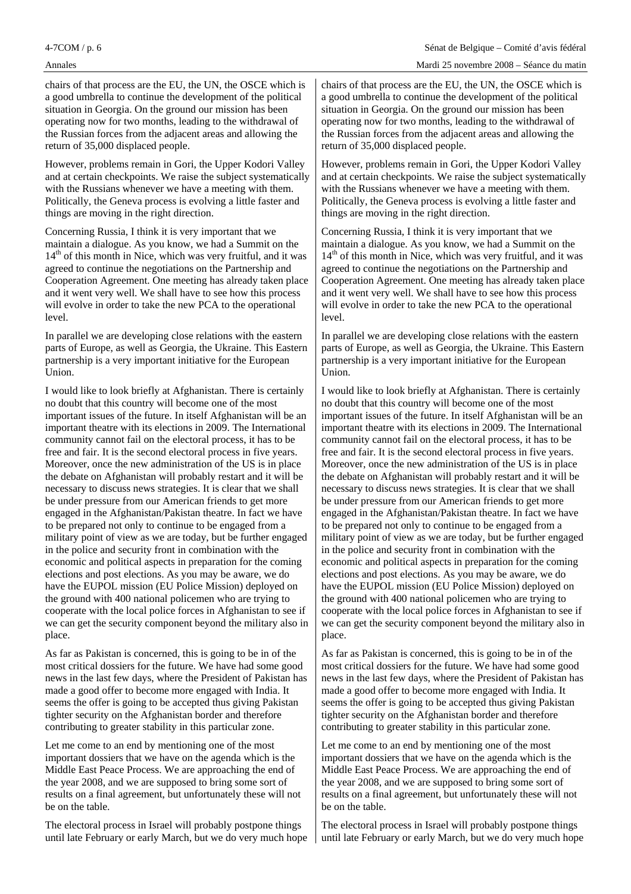chairs of that process are the EU, the UN, the OSCE which is a good umbrella to continue the development of the political situation in Georgia. On the ground our mission has been operating now for two months, leading to the withdrawal of the Russian forces from the adjacent areas and allowing the return of 35,000 displaced people.

However, problems remain in Gori, the Upper Kodori Valley and at certain checkpoints. We raise the subject systematically with the Russians whenever we have a meeting with them. Politically, the Geneva process is evolving a little faster and things are moving in the right direction.

Concerning Russia, I think it is very important that we maintain a dialogue. As you know, we had a Summit on the 14th of this month in Nice, which was very fruitful, and it was agreed to continue the negotiations on the Partnership and Cooperation Agreement. One meeting has already taken place and it went very well. We shall have to see how this process will evolve in order to take the new PCA to the operational level.

In parallel we are developing close relations with the eastern parts of Europe, as well as Georgia, the Ukraine. This Eastern partnership is a very important initiative for the European Union.

I would like to look briefly at Afghanistan. There is certainly no doubt that this country will become one of the most important issues of the future. In itself Afghanistan will be an important theatre with its elections in 2009. The International community cannot fail on the electoral process, it has to be free and fair. It is the second electoral process in five years. Moreover, once the new administration of the US is in place the debate on Afghanistan will probably restart and it will be necessary to discuss news strategies. It is clear that we shall be under pressure from our American friends to get more engaged in the Afghanistan/Pakistan theatre. In fact we have to be prepared not only to continue to be engaged from a military point of view as we are today, but be further engaged in the police and security front in combination with the economic and political aspects in preparation for the coming elections and post elections. As you may be aware, we do have the EUPOL mission (EU Police Mission) deployed on the ground with 400 national policemen who are trying to cooperate with the local police forces in Afghanistan to see if we can get the security component beyond the military also in place.

As far as Pakistan is concerned, this is going to be in of the most critical dossiers for the future. We have had some good news in the last few days, where the President of Pakistan has made a good offer to become more engaged with India. It seems the offer is going to be accepted thus giving Pakistan tighter security on the Afghanistan border and therefore contributing to greater stability in this particular zone.

Let me come to an end by mentioning one of the most important dossiers that we have on the agenda which is the Middle East Peace Process. We are approaching the end of the year 2008, and we are supposed to bring some sort of results on a final agreement, but unfortunately these will not be on the table.

The electoral process in Israel will probably postpone things until late February or early March, but we do very much hope

chairs of that process are the EU, the UN, the OSCE which is a good umbrella to continue the development of the political situation in Georgia. On the ground our mission has been operating now for two months, leading to the withdrawal of the Russian forces from the adjacent areas and allowing the return of 35,000 displaced people.

However, problems remain in Gori, the Upper Kodori Valley and at certain checkpoints. We raise the subject systematically with the Russians whenever we have a meeting with them. Politically, the Geneva process is evolving a little faster and things are moving in the right direction.

Concerning Russia, I think it is very important that we maintain a dialogue. As you know, we had a Summit on the 14th of this month in Nice, which was very fruitful, and it was agreed to continue the negotiations on the Partnership and Cooperation Agreement. One meeting has already taken place and it went very well. We shall have to see how this process will evolve in order to take the new PCA to the operational level.

In parallel we are developing close relations with the eastern parts of Europe, as well as Georgia, the Ukraine. This Eastern partnership is a very important initiative for the European Union.

I would like to look briefly at Afghanistan. There is certainly no doubt that this country will become one of the most important issues of the future. In itself Afghanistan will be an important theatre with its elections in 2009. The International community cannot fail on the electoral process, it has to be free and fair. It is the second electoral process in five years. Moreover, once the new administration of the US is in place the debate on Afghanistan will probably restart and it will be necessary to discuss news strategies. It is clear that we shall be under pressure from our American friends to get more engaged in the Afghanistan/Pakistan theatre. In fact we have to be prepared not only to continue to be engaged from a military point of view as we are today, but be further engaged in the police and security front in combination with the economic and political aspects in preparation for the coming elections and post elections. As you may be aware, we do have the EUPOL mission (EU Police Mission) deployed on the ground with 400 national policemen who are trying to cooperate with the local police forces in Afghanistan to see if we can get the security component beyond the military also in place.

As far as Pakistan is concerned, this is going to be in of the most critical dossiers for the future. We have had some good news in the last few days, where the President of Pakistan has made a good offer to become more engaged with India. It seems the offer is going to be accepted thus giving Pakistan tighter security on the Afghanistan border and therefore contributing to greater stability in this particular zone.

Let me come to an end by mentioning one of the most important dossiers that we have on the agenda which is the Middle East Peace Process. We are approaching the end of the year 2008, and we are supposed to bring some sort of results on a final agreement, but unfortunately these will not be on the table.

The electoral process in Israel will probably postpone things until late February or early March, but we do very much hope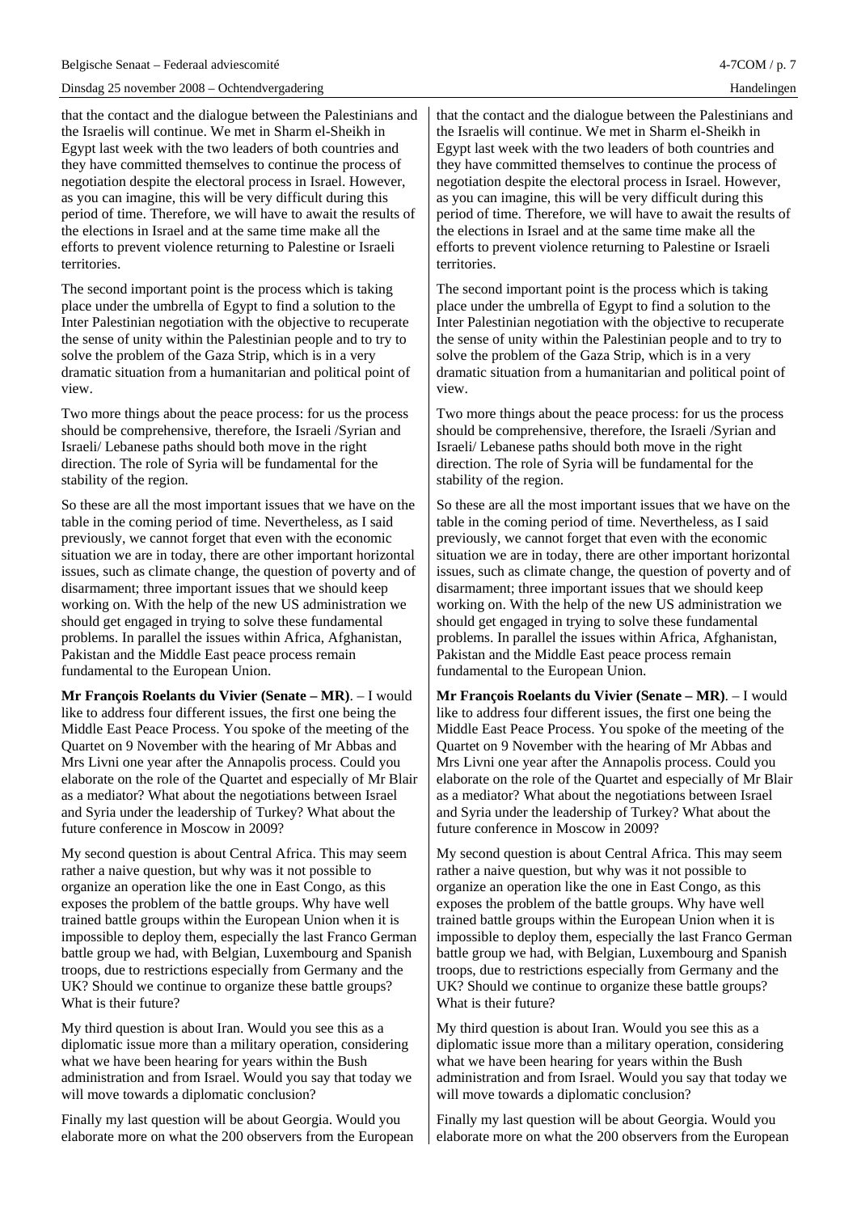that the contact and the dialogue between the Palestinians and the Israelis will continue. We met in Sharm el-Sheikh in Egypt last week with the two leaders of both countries and they have committed themselves to continue the process of negotiation despite the electoral process in Israel. However, as you can imagine, this will be very difficult during this period of time. Therefore, we will have to await the results of the elections in Israel and at the same time make all the efforts to prevent violence returning to Palestine or Israeli territories.

The second important point is the process which is taking place under the umbrella of Egypt to find a solution to the Inter Palestinian negotiation with the objective to recuperate the sense of unity within the Palestinian people and to try to solve the problem of the Gaza Strip, which is in a very dramatic situation from a humanitarian and political point of view.

Two more things about the peace process: for us the process should be comprehensive, therefore, the Israeli /Syrian and Israeli/ Lebanese paths should both move in the right direction. The role of Syria will be fundamental for the stability of the region.

So these are all the most important issues that we have on the table in the coming period of time. Nevertheless, as I said previously, we cannot forget that even with the economic situation we are in today, there are other important horizontal issues, such as climate change, the question of poverty and of disarmament; three important issues that we should keep working on. With the help of the new US administration we should get engaged in trying to solve these fundamental problems. In parallel the issues within Africa, Afghanistan, Pakistan and the Middle East peace process remain fundamental to the European Union.

**Mr François Roelants du Vivier (Senate – MR)**. – I would like to address four different issues, the first one being the Middle East Peace Process. You spoke of the meeting of the Quartet on 9 November with the hearing of Mr Abbas and Mrs Livni one year after the Annapolis process. Could you elaborate on the role of the Quartet and especially of Mr Blair as a mediator? What about the negotiations between Israel and Syria under the leadership of Turkey? What about the future conference in Moscow in 2009?

My second question is about Central Africa. This may seem rather a naive question, but why was it not possible to organize an operation like the one in East Congo, as this exposes the problem of the battle groups. Why have well trained battle groups within the European Union when it is impossible to deploy them, especially the last Franco German battle group we had, with Belgian, Luxembourg and Spanish troops, due to restrictions especially from Germany and the UK? Should we continue to organize these battle groups? What is their future?

My third question is about Iran. Would you see this as a diplomatic issue more than a military operation, considering what we have been hearing for years within the Bush administration and from Israel. Would you say that today we will move towards a diplomatic conclusion?

Finally my last question will be about Georgia. Would you elaborate more on what the 200 observers from the European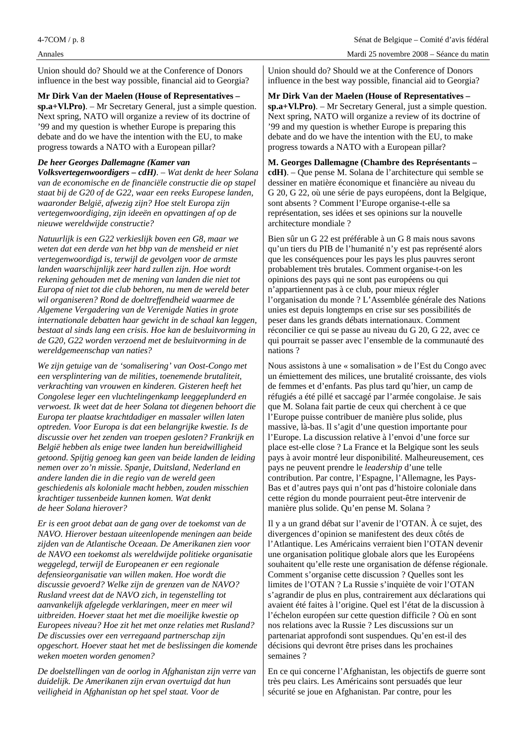Union should do? Should we at the Conference of Donors influence in the best way possible, financial aid to Georgia?

**Mr Dirk Van der Maelen (House of Representatives – sp.a+Vl.Pro)**. – Mr Secretary General, just a simple question. Next spring, NATO will organize a review of its doctrine of ’99 and my question is whether Europe is preparing this debate and do we have the intention with the EU, to make progress towards a NATO with a European pillar?

***De heer Georges Dallemagne (Kamer van Volksvertegenwoordigers – cdH)***. – *Wat denkt de heer Solana van de economische en de financiële constructie die op stapel staat bij de G20 of de G22, waar een reeks Europese landen, waaronder België, afwezig zijn? Hoe stelt Europa zijn vertegenwoordiging, zijn ideeën en opvattingen af op de nieuwe wereldwijde constructie?*

*Natuurlijk is een G22 verkieslijk boven een G8, maar we weten dat een derde van het bbp van de mensheid er niet vertegenwoordigd is, terwijl de gevolgen voor de armste landen waarschijnlijk zeer hard zullen zijn. Hoe wordt rekening gehouden met de mening van landen die niet tot Europa of niet tot die club behoren, nu men de wereld beter wil organiseren? Rond de doeltreffendheid waarmee de Algemene Vergadering van de Verenigde Naties in grote internationale debatten haar gewicht in de schaal kan leggen, bestaat al sinds lang een crisis. Hoe kan de besluitvorming in de G20, G22 worden verzoend met de besluitvorming in de wereldgemeenschap van naties?*

*We zijn getuige van de ‘somalisering’ van Oost-Congo met een versplintering van de milities, toenemende brutaliteit, verkrachting van vrouwen en kinderen. Gisteren heeft het Congolese leger een vluchtelingenkamp leeggeplunderd en verwoest. Ik weet dat de heer Solana tot diegenen behoort die Europa ter plaatse krachtdadiger en massaler willen laten optreden. Voor Europa is dat een belangrijke kwestie. Is de discussie over het zenden van troepen gesloten? Frankrijk en België hebben als enige twee landen hun bereidwilligheid getoond. Spijtig genoeg kan geen van beide landen de leiding nemen over zo’n missie. Spanje, Duitsland, Nederland en andere landen die in die regio van de wereld geen geschiedenis als koloniale macht hebben, zouden misschien krachtiger tussenbeide kunnen komen. Wat denkt de heer Solana hierover?*

*Er is een groot debat aan de gang over de toekomst van de NAVO. Hierover bestaan uiteenlopende meningen aan beide zijden van de Atlantische Oceaan. De Amerikanen zien voor de NAVO een toekomst als wereldwijde politieke organisatie weggelegd, terwijl de Europeanen er een regionale defensieorganisatie van willen maken. Hoe wordt die discussie gevoerd? Welke zijn de grenzen van de NAVO? Rusland vreest dat de NAVO zich, in tegenstelling tot aanvankelijk afgelegde verklaringen, meer en meer wil uitbreiden. Hoever staat het met die moeilijke kwestie op Europees niveau? Hoe zit het met onze relaties met Rusland? De discussies over een verregaand partnerschap zijn opgeschort. Hoever staat het met de beslissingen die komende weken moeten worden genomen?*

*De doelstellingen van de oorlog in Afghanistan zijn verre van duidelijk. De Amerikanen zijn ervan overtuigd dat hun veiligheid in Afghanistan op het spel staat. Voor de*

Union should do? Should we at the Conference of Donors influence in the best way possible, financial aid to Georgia?

**Mr Dirk Van der Maelen (House of Representatives – sp.a+Vl.Pro)**. – Mr Secretary General, just a simple question. Next spring, NATO will organize a review of its doctrine of ’99 and my question is whether Europe is preparing this debate and do we have the intention with the EU, to make progress towards a NATO with a European pillar?

**M. Georges Dallemagne (Chambre des Représentants – cdH)**. – Que pense M. Solana de l’architecture qui semble se dessiner en matière économique et financière au niveau du G 20, G 22, où une série de pays européens, dont la Belgique, sont absents ? Comment l’Europe organise-t-elle sa représentation, ses idées et ses opinions sur la nouvelle architecture mondiale ?

Bien sûr un G 22 est préférable à un G 8 mais nous savons qu’un tiers du PIB de l’humanité n’y est pas représenté alors que les conséquences pour les pays les plus pauvres seront probablement très brutales. Comment organise-t-on les opinions des pays qui ne sont pas européens ou qui n’appartiennent pas à ce club, pour mieux régler l’organisation du monde ? L’Assemblée générale des Nations unies est depuis longtemps en crise sur ses possibilités de peser dans les grands débats internationaux. Comment réconcilier ce qui se passe au niveau du G 20, G 22, avec ce qui pourrait se passer avec l’ensemble de la communauté des nations ?

Nous assistons à une « somalisation » de l’Est du Congo avec un émiettement des milices, une brutalité croissante, des viols de femmes et d’enfants. Pas plus tard qu’hier, un camp de réfugiés a été pillé et saccagé par l’armée congolaise. Je sais que M. Solana fait partie de ceux qui cherchent à ce que l’Europe puisse contribuer de manière plus solide, plus massive, là-bas. Il s’agit d’une question importante pour l’Europe. La discussion relative à l’envoi d’une force sur place est-elle close ? La France et la Belgique sont les seuls pays à avoir montré leur disponibilité. Malheureusement, ces pays ne peuvent prendre le *leadership* d’une telle contribution. Par contre, l’Espagne, l’Allemagne, les Pays-Bas et d’autres pays qui n’ont pas d’histoire coloniale dans cette région du monde pourraient peut-être intervenir de manière plus solide. Qu’en pense M. Solana ?

Il y a un grand débat sur l’avenir de l’OTAN. À ce sujet, des divergences d’opinion se manifestent des deux côtés de l’Atlantique. Les Américains verraient bien l’OTAN devenir une organisation politique globale alors que les Européens souhaitent qu’elle reste une organisation de défense régionale. Comment s’organise cette discussion ? Quelles sont les limites de l’OTAN ? La Russie s’inquiète de voir l’OTAN s’agrandir de plus en plus, contrairement aux déclarations qui avaient été faites à l’origine. Quel est l’état de la discussion à l’échelon européen sur cette question difficile ? Où en sont nos relations avec la Russie ? Les discussions sur un partenariat approfondi sont suspendues. Qu’en est-il des décisions qui devront être prises dans les prochaines semaines ?

En ce qui concerne l’Afghanistan, les objectifs de guerre sont très peu clairs. Les Américains sont persuadés que leur sécurité se joue en Afghanistan. Par contre, pour les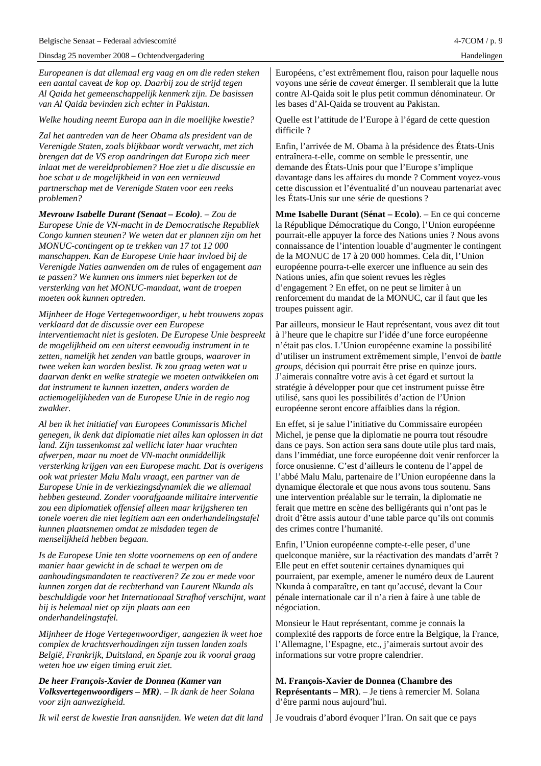*Europeanen is dat allemaal erg vaag en om die reden steken een aantal* caveat *de kop op. Daarbij zou de strijd tegen Al Qaida het gemeenschappelijk kenmerk zijn. De basissen van Al Qaida bevinden zich echter in Pakistan.*

*Welke houding neemt Europa aan in die moeilijke kwestie?*

*Zal het aantreden van de heer Obama als president van de Verenigde Staten, zoals blijkbaar wordt verwacht, met zich brengen dat de VS erop aandringen dat Europa zich meer inlaat met de wereldproblemen? Hoe ziet u die discussie en hoe schat u de mogelijkheid in van een vernieuwd partnerschap met de Verenigde Staten voor een reeks problemen?*

***Mevrouw Isabelle Durant (Senaat – Ecolo)****. – Zou de Europese Unie de VN-macht in de Democratische Republiek Congo kunnen steunen? We weten dat er plannen zijn om het MONUC-contingent op te trekken van 17 tot 12 000 manschappen. Kan de Europese Unie haar invloed bij de Verenigde Naties aanwenden om de* rules of engagement *aan te passen? We kunnen ons immers niet beperken tot de versterking van het MONUC-mandaat, want de troepen moeten ook kunnen optreden.*

*Mijnheer de Hoge Vertegenwoordiger, u hebt trouwens zopas verklaard dat de discussie over een Europese interventiemacht niet is gesloten. De Europese Unie bespreekt de mogelijkheid om een uiterst eenvoudig instrument in te zetten, namelijk het zenden van* battle groups*, waarover in twee weken kan worden beslist. Ik zou graag weten wat u daarvan denkt en welke strategie we moeten ontwikkelen om dat instrument te kunnen inzetten, anders worden de actiemogelijkheden van de Europese Unie in de regio nog zwakker.*

*Al ben ik het initiatief van Europees Commissaris Michel genegen, ik denk dat diplomatie niet alles kan oplossen in dat land. Zijn tussenkomst zal wellicht later haar vruchten afwerpen, maar nu moet de VN-macht onmiddellijk versterking krijgen van een Europese macht. Dat is overigens ook wat priester Malu Malu vraagt, een partner van de Europese Unie in de verkiezingsdynamiek die we allemaal hebben gesteund. Zonder voorafgaande militaire interventie zou een diplomatiek offensief alleen maar krijgsheren ten tonele voeren die niet legitiem aan een onderhandelingstafel kunnen plaatsnemen omdat ze misdaden tegen de menselijkheid hebben begaan.*

*Is de Europese Unie ten slotte voornemens op een of andere manier haar gewicht in de schaal te werpen om de aanhoudingsmandaten te reactiveren? Ze zou er mede voor kunnen zorgen dat de rechterhand van Laurent Nkunda als beschuldigde voor het Internationaal Strafhof verschijnt, want hij is helemaal niet op zijn plaats aan een onderhandelingstafel.*

*Mijnheer de Hoge Vertegenwoordiger, aangezien ik weet hoe complex de krachtsverhoudingen zijn tussen landen zoals België, Frankrijk, Duitsland, en Spanje zou ik vooral graag weten hoe uw eigen timing eruit ziet.*

***De heer François-Xavier de Donnea (Kamer van Volksvertegenwoordigers – MR)****. – Ik dank de heer Solana voor zijn aanwezigheid.*

*Ik wil eerst de kwestie Iran aansnijden. We weten dat dit land*

Européens, c'est extrêmement flou, raison pour laquelle nous voyons une série de *caveat* émerger. Il semblerait que la lutte contre Al-Qaida soit le plus petit commun dénominateur. Or les bases d'Al-Qaida se trouvent au Pakistan.

Quelle est l'attitude de l'Europe à l'égard de cette question difficile ?

Enfin, l'arrivée de M. Obama à la présidence des États-Unis entraînera-t-elle, comme on semble le pressentir, une demande des États-Unis pour que l'Europe s'implique davantage dans les affaires du monde ? Comment voyez-vous cette discussion et l'éventualité d'un nouveau partenariat avec les États-Unis sur une série de questions ?

**Mme Isabelle Durant (Sénat – Ecolo)**. – En ce qui concerne la République Démocratique du Congo, l'Union européenne pourrait-elle appuyer la force des Nations unies ? Nous avons connaissance de l'intention louable d'augmenter le contingent de la MONUC de 17 à 20 000 hommes. Cela dit, l'Union européenne pourra-t-elle exercer une influence au sein des Nations unies, afin que soient revues les règles d'engagement ? En effet, on ne peut se limiter à un renforcement du mandat de la MONUC, car il faut que les troupes puissent agir.

Par ailleurs, monsieur le Haut représentant, vous avez dit tout à l'heure que le chapitre sur l'idée d'une force européenne n'était pas clos. L'Union européenne examine la possibilité d'utiliser un instrument extrêmement simple, l'envoi de *battle groups*, décision qui pourrait être prise en quinze jours. J'aimerais connaître votre avis à cet égard et surtout la stratégie à développer pour que cet instrument puisse être utilisé, sans quoi les possibilités d'action de l'Union européenne seront encore affaiblies dans la région.

En effet, si je salue l'initiative du Commissaire européen Michel, je pense que la diplomatie ne pourra tout résoudre dans ce pays. Son action sera sans doute utile plus tard mais, dans l'immédiat, une force européenne doit venir renforcer la force onusienne. C'est d'ailleurs le contenu de l'appel de l'abbé Malu Malu, partenaire de l'Union européenne dans la dynamique électorale et que nous avons tous soutenu. Sans une intervention préalable sur le terrain, la diplomatie ne ferait que mettre en scène des belligérants qui n'ont pas le droit d'être assis autour d'une table parce qu'ils ont commis des crimes contre l'humanité.

Enfin, l'Union européenne compte-t-elle peser, d'une quelconque manière, sur la réactivation des mandats d'arrêt ? Elle peut en effet soutenir certaines dynamiques qui pourraient, par exemple, amener le numéro deux de Laurent Nkunda à comparaître, en tant qu'accusé, devant la Cour pénale internationale car il n'a rien à faire à une table de négociation.

Monsieur le Haut représentant, comme je connais la complexité des rapports de force entre la Belgique, la France, l'Allemagne, l'Espagne, etc., j'aimerais surtout avoir des informations sur votre propre calendrier.

**M. François-Xavier de Donnea (Chambre des Représentants – MR)**. – Je tiens à remercier M. Solana d'être parmi nous aujourd'hui.

Je voudrais d'abord évoquer l'Iran. On sait que ce pays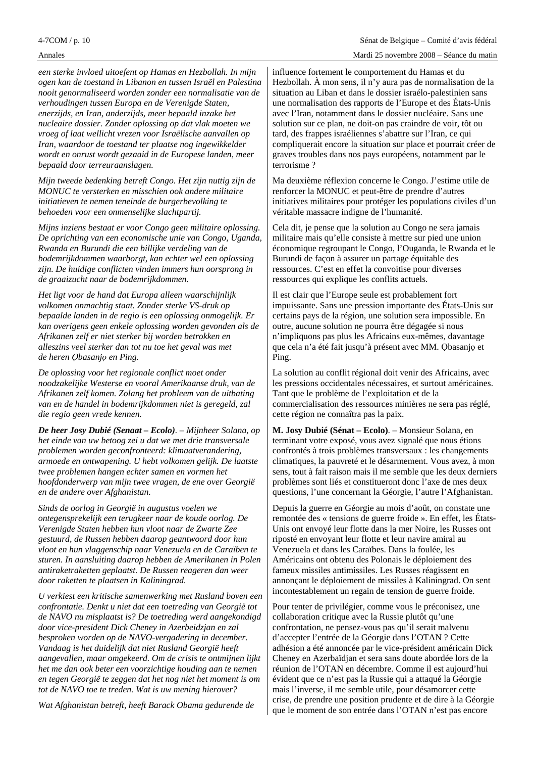*een sterke invloed uitoefent op Hamas en Hezbollah. In mijn ogen kan de toestand in Libanon en tussen Israël en Palestina nooit genormaliseerd worden zonder een normalisatie van de verhoudingen tussen Europa en de Verenigde Staten, enerzijds, en Iran, anderzijds, meer bepaald inzake het nucleaire dossier. Zonder oplossing op dat vlak moeten we vroeg of laat wellicht vrezen voor Israëlische aanvallen op Iran, waardoor de toestand ter plaatse nog ingewikkelder wordt en onrust wordt gezaaid in de Europese landen, meer bepaald door terreuraanslagen.*

*Mijn tweede bedenking betreft Congo. Het zijn nuttig zijn de MONUC te versterken en misschien ook andere militaire initiatieven te nemen teneinde de burgerbevolking te behoeden voor een onmenselijke slachtpartij.*

*Mijns inziens bestaat er voor Congo geen militaire oplossing. De oprichting van een economische unie van Congo, Uganda, Rwanda en Burundi die een billijke verdeling van de bodemrijkdommen waarborgt, kan echter wel een oplossing zijn. De huidige conflicten vinden immers hun oorsprong in de graaizucht naar de bodemrijkdommen.*

*Het ligt voor de hand dat Europa alleen waarschijnlijk volkomen onmachtig staat. Zonder sterke VS-druk op bepaalde landen in de regio is een oplossing onmogelijk. Er kan overigens geen enkele oplossing worden gevonden als de Afrikanen zelf er niet sterker bij worden betrokken en alleszins veel sterker dan tot nu toe het geval was met de heren Ọbasanjọ en Ping.*

*De oplossing voor het regionale conflict moet onder noodzakelijke Westerse en vooral Amerikaanse druk, van de Afrikanen zelf komen. Zolang het probleem van de uitbating van en de handel in bodemrijkdommen niet is geregeld, zal die regio geen vrede kennen.*

***De heer Josy Dubié (Senaat – Ecolo)**. – Mijnheer Solana, op het einde van uw betoog zei u dat we met drie transversale problemen worden geconfronteerd: klimaatverandering, armoede en ontwapening. U hebt volkomen gelijk. De laatste twee problemen hangen echter samen en vormen het hoofdonderwerp van mijn twee vragen, de ene over Georgië en de andere over Afghanistan.*

*Sinds de oorlog in Georgië in augustus voelen we ontegensprekelijk een terugkeer naar de koude oorlog. De Verenigde Staten hebben hun vloot naar de Zwarte Zee gestuurd, de Russen hebben daarop geantwoord door hun vloot en hun vlaggenschip naar Venezuela en de Caraïben te sturen. In aansluiting daarop hebben de Amerikanen in Polen antiraketraketten geplaatst. De Russen reageren dan weer door raketten te plaatsen in Kaliningrad.*

*U verkiest een kritische samenwerking met Rusland boven een confrontatie. Denkt u niet dat een toetreding van Georgië tot de NAVO nu misplaatst is? De toetreding werd aangekondigd door vice-president Dick Cheney in Azerbeidzjan en zal besproken worden op de NAVO-vergadering in december. Vandaag is het duidelijk dat niet Rusland Georgië heeft aangevallen, maar omgekeerd. Om de crisis te ontmijnen lijkt het me dan ook beter een voorzichtige houding aan te nemen en tegen Georgië te zeggen dat het nog niet het moment is om tot de NAVO toe te treden. Wat is uw mening hierover?*

*Wat Afghanistan betreft, heeft Barack Obama gedurende de*

influence fortement le comportement du Hamas et du Hezbollah. À mon sens, il n'y aura pas de normalisation de la situation au Liban et dans le dossier israélo-palestinien sans une normalisation des rapports de l'Europe et des États-Unis avec l'Iran, notamment dans le dossier nucléaire. Sans une solution sur ce plan, ne doit-on pas craindre de voir, tôt ou tard, des frappes israéliennes s'abattre sur l'Iran, ce qui compliquerait encore la situation sur place et pourrait créer de graves troubles dans nos pays européens, notamment par le terrorisme ?

Ma deuxième réflexion concerne le Congo. J'estime utile de renforcer la MONUC et peut-être de prendre d'autres initiatives militaires pour protéger les populations civiles d'un véritable massacre indigne de l'humanité.

Cela dit, je pense que la solution au Congo ne sera jamais militaire mais qu'elle consiste à mettre sur pied une union économique regroupant le Congo, l'Ouganda, le Rwanda et le Burundi de façon à assurer un partage équitable des ressources. C'est en effet la convoitise pour diverses ressources qui explique les conflits actuels.

Il est clair que l'Europe seule est probablement fort impuissante. Sans une pression importante des États-Unis sur certains pays de la région, une solution sera impossible. En outre, aucune solution ne pourra être dégagée si nous n'impliquons pas plus les Africains eux-mêmes, davantage que cela n'a été fait jusqu'à présent avec MM. Ọbasanjọ et Ping.

La solution au conflit régional doit venir des Africains, avec les pressions occidentales nécessaires, et surtout américaines. Tant que le problème de l'exploitation et de la commercialisation des ressources minières ne sera pas réglé, cette région ne connaîtra pas la paix.

**M. Josy Dubié (Sénat – Ecolo)**. – Monsieur Solana, en terminant votre exposé, vous avez signalé que nous étions confrontés à trois problèmes transversaux : les changements climatiques, la pauvreté et le désarmement. Vous avez, à mon sens, tout à fait raison mais il me semble que les deux derniers problèmes sont liés et constitueront donc l'axe de mes deux questions, l'une concernant la Géorgie, l'autre l'Afghanistan.

Depuis la guerre en Géorgie au mois d'août, on constate une remontée des « tensions de guerre froide ». En effet, les États-Unis ont envoyé leur flotte dans la mer Noire, les Russes ont riposté en envoyant leur flotte et leur navire amiral au Venezuela et dans les Caraïbes. Dans la foulée, les Américains ont obtenu des Polonais le déploiement des fameux missiles antimissiles. Les Russes réagissent en annonçant le déploiement de missiles à Kaliningrad. On sent incontestablement un regain de tension de guerre froide.

Pour tenter de privilégier, comme vous le préconisez, une collaboration critique avec la Russie plutôt qu'une confrontation, ne pensez-vous pas qu'il serait malvenu d'accepter l'entrée de la Géorgie dans l'OTAN ? Cette adhésion a été annoncée par le vice-président américain Dick Cheney en Azerbaïdjan et sera sans doute abordée lors de la réunion de l'OTAN en décembre. Comme il est aujourd'hui évident que ce n'est pas la Russie qui a attaqué la Géorgie mais l'inverse, il me semble utile, pour désamorcer cette crise, de prendre une position prudente et de dire à la Géorgie que le moment de son entrée dans l'OTAN n'est pas encore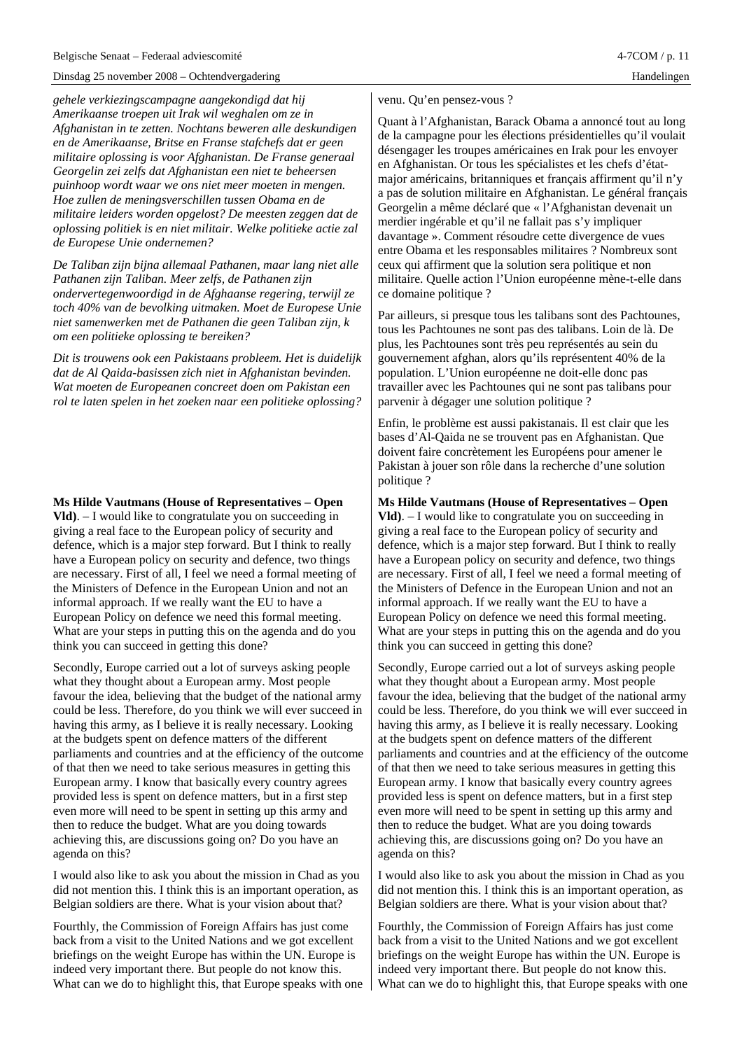*gehele verkiezingscampagne aangekondigd dat hij Amerikaanse troepen uit Irak wil weghalen om ze in Afghanistan in te zetten. Nochtans beweren alle deskundigen en de Amerikaanse, Britse en Franse stafchefs dat er geen militaire oplossing is voor Afghanistan. De Franse generaal Georgelin zei zelfs dat Afghanistan een niet te beheersen puinhoop wordt waar we ons niet meer moeten in mengen. Hoe zullen de meningsverschillen tussen Obama en de militaire leiders worden opgelost? De meesten zeggen dat de oplossing politiek is en niet militair. Welke politieke actie zal de Europese Unie ondernemen?*

*De Taliban zijn bijna allemaal Pathanen, maar lang niet alle Pathanen zijn Taliban. Meer zelfs, de Pathanen zijn ondervertegenwoordigd in de Afghaanse regering, terwijl ze toch 40% van de bevolking uitmaken. Moet de Europese Unie niet samenwerken met de Pathanen die geen Taliban zijn, k om een politieke oplossing te bereiken?*

*Dit is trouwens ook een Pakistaans probleem. Het is duidelijk dat de Al Qaida-basissen zich niet in Afghanistan bevinden. Wat moeten de Europeanen concreet doen om Pakistan een rol te laten spelen in het zoeken naar een politieke oplossing?*

venu. Qu'en pensez-vous ?

Quant à l'Afghanistan, Barack Obama a annoncé tout au long de la campagne pour les élections présidentielles qu'il voulait désengager les troupes américaines en Irak pour les envoyer en Afghanistan. Or tous les spécialistes et les chefs d'état-major américains, britanniques et français affirment qu'il n'y a pas de solution militaire en Afghanistan. Le général français Georgelin a même déclaré que « l'Afghanistan devenait un merdier ingérable et qu'il ne fallait pas s'y impliquer davantage ». Comment résoudre cette divergence de vues entre Obama et les responsables militaires ? Nombreux sont ceux qui affirment que la solution sera politique et non militaire. Quelle action l'Union européenne mène-t-elle dans ce domaine politique ?

Par ailleurs, si presque tous les talibans sont des Pachtounes, tous les Pachtounes ne sont pas des talibans. Loin de là. De plus, les Pachtounes sont très peu représentés au sein du gouvernement afghan, alors qu'ils représentent 40% de la population. L'Union européenne ne doit-elle donc pas travailler avec les Pachtounes qui ne sont pas talibans pour parvenir à dégager une solution politique ?

Enfin, le problème est aussi pakistanais. Il est clair que les bases d'Al-Qaida ne se trouvent pas en Afghanistan. Que doivent faire concrètement les Européens pour amener le Pakistan à jouer son rôle dans la recherche d'une solution politique ?

**Ms Hilde Vautmans (House of Representatives – Open Vld)**. – I would like to congratulate you on succeeding in giving a real face to the European policy of security and defence, which is a major step forward. But I think to really have a European policy on security and defence, two things are necessary. First of all, I feel we need a formal meeting of the Ministers of Defence in the European Union and not an informal approach. If we really want the EU to have a European Policy on defence we need this formal meeting. What are your steps in putting this on the agenda and do you think you can succeed in getting this done?

Secondly, Europe carried out a lot of surveys asking people what they thought about a European army. Most people favour the idea, believing that the budget of the national army could be less. Therefore, do you think we will ever succeed in having this army, as I believe it is really necessary. Looking at the budgets spent on defence matters of the different parliaments and countries and at the efficiency of the outcome of that then we need to take serious measures in getting this European army. I know that basically every country agrees provided less is spent on defence matters, but in a first step even more will need to be spent in setting up this army and then to reduce the budget. What are you doing towards achieving this, are discussions going on? Do you have an agenda on this?

I would also like to ask you about the mission in Chad as you did not mention this. I think this is an important operation, as Belgian soldiers are there. What is your vision about that?

Fourthly, the Commission of Foreign Affairs has just come back from a visit to the United Nations and we got excellent briefings on the weight Europe has within the UN. Europe is indeed very important there. But people do not know this. What can we do to highlight this, that Europe speaks with one

**Ms Hilde Vautmans (House of Representatives – Open Vld)**. – I would like to congratulate you on succeeding in giving a real face to the European policy of security and defence, which is a major step forward. But I think to really have a European policy on security and defence, two things are necessary. First of all, I feel we need a formal meeting of the Ministers of Defence in the European Union and not an informal approach. If we really want the EU to have a European Policy on defence we need this formal meeting. What are your steps in putting this on the agenda and do you think you can succeed in getting this done?

Secondly, Europe carried out a lot of surveys asking people what they thought about a European army. Most people favour the idea, believing that the budget of the national army could be less. Therefore, do you think we will ever succeed in having this army, as I believe it is really necessary. Looking at the budgets spent on defence matters of the different parliaments and countries and at the efficiency of the outcome of that then we need to take serious measures in getting this European army. I know that basically every country agrees provided less is spent on defence matters, but in a first step even more will need to be spent in setting up this army and then to reduce the budget. What are you doing towards achieving this, are discussions going on? Do you have an agenda on this?

I would also like to ask you about the mission in Chad as you did not mention this. I think this is an important operation, as Belgian soldiers are there. What is your vision about that?

Fourthly, the Commission of Foreign Affairs has just come back from a visit to the United Nations and we got excellent briefings on the weight Europe has within the UN. Europe is indeed very important there. But people do not know this. What can we do to highlight this, that Europe speaks with one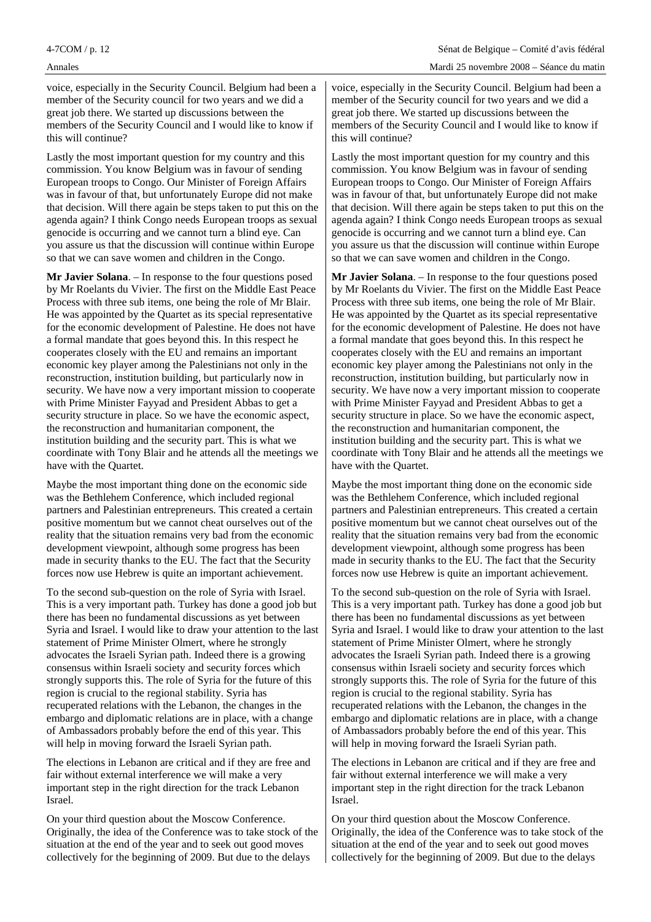voice, especially in the Security Council. Belgium had been a member of the Security council for two years and we did a great job there. We started up discussions between the members of the Security Council and I would like to know if this will continue?

Lastly the most important question for my country and this commission. You know Belgium was in favour of sending European troops to Congo. Our Minister of Foreign Affairs was in favour of that, but unfortunately Europe did not make that decision. Will there again be steps taken to put this on the agenda again? I think Congo needs European troops as sexual genocide is occurring and we cannot turn a blind eye. Can you assure us that the discussion will continue within Europe so that we can save women and children in the Congo.

**Mr Javier Solana**. – In response to the four questions posed by Mr Roelants du Vivier. The first on the Middle East Peace Process with three sub items, one being the role of Mr Blair. He was appointed by the Quartet as its special representative for the economic development of Palestine. He does not have a formal mandate that goes beyond this. In this respect he cooperates closely with the EU and remains an important economic key player among the Palestinians not only in the reconstruction, institution building, but particularly now in security. We have now a very important mission to cooperate with Prime Minister Fayyad and President Abbas to get a security structure in place. So we have the economic aspect, the reconstruction and humanitarian component, the institution building and the security part. This is what we coordinate with Tony Blair and he attends all the meetings we have with the Quartet.

Maybe the most important thing done on the economic side was the Bethlehem Conference, which included regional partners and Palestinian entrepreneurs. This created a certain positive momentum but we cannot cheat ourselves out of the reality that the situation remains very bad from the economic development viewpoint, although some progress has been made in security thanks to the EU. The fact that the Security forces now use Hebrew is quite an important achievement.

To the second sub-question on the role of Syria with Israel. This is a very important path. Turkey has done a good job but there has been no fundamental discussions as yet between Syria and Israel. I would like to draw your attention to the last statement of Prime Minister Olmert, where he strongly advocates the Israeli Syrian path. Indeed there is a growing consensus within Israeli society and security forces which strongly supports this. The role of Syria for the future of this region is crucial to the regional stability. Syria has recuperated relations with the Lebanon, the changes in the embargo and diplomatic relations are in place, with a change of Ambassadors probably before the end of this year. This will help in moving forward the Israeli Syrian path.

The elections in Lebanon are critical and if they are free and fair without external interference we will make a very important step in the right direction for the track Lebanon Israel.

On your third question about the Moscow Conference. Originally, the idea of the Conference was to take stock of the situation at the end of the year and to seek out good moves collectively for the beginning of 2009. But due to the delays

voice, especially in the Security Council. Belgium had been a member of the Security council for two years and we did a great job there. We started up discussions between the members of the Security Council and I would like to know if this will continue?

Lastly the most important question for my country and this commission. You know Belgium was in favour of sending European troops to Congo. Our Minister of Foreign Affairs was in favour of that, but unfortunately Europe did not make that decision. Will there again be steps taken to put this on the agenda again? I think Congo needs European troops as sexual genocide is occurring and we cannot turn a blind eye. Can you assure us that the discussion will continue within Europe so that we can save women and children in the Congo.

**Mr Javier Solana**. – In response to the four questions posed by Mr Roelants du Vivier. The first on the Middle East Peace Process with three sub items, one being the role of Mr Blair. He was appointed by the Quartet as its special representative for the economic development of Palestine. He does not have a formal mandate that goes beyond this. In this respect he cooperates closely with the EU and remains an important economic key player among the Palestinians not only in the reconstruction, institution building, but particularly now in security. We have now a very important mission to cooperate with Prime Minister Fayyad and President Abbas to get a security structure in place. So we have the economic aspect, the reconstruction and humanitarian component, the institution building and the security part. This is what we coordinate with Tony Blair and he attends all the meetings we have with the Quartet.

Maybe the most important thing done on the economic side was the Bethlehem Conference, which included regional partners and Palestinian entrepreneurs. This created a certain positive momentum but we cannot cheat ourselves out of the reality that the situation remains very bad from the economic development viewpoint, although some progress has been made in security thanks to the EU. The fact that the Security forces now use Hebrew is quite an important achievement.

To the second sub-question on the role of Syria with Israel. This is a very important path. Turkey has done a good job but there has been no fundamental discussions as yet between Syria and Israel. I would like to draw your attention to the last statement of Prime Minister Olmert, where he strongly advocates the Israeli Syrian path. Indeed there is a growing consensus within Israeli society and security forces which strongly supports this. The role of Syria for the future of this region is crucial to the regional stability. Syria has recuperated relations with the Lebanon, the changes in the embargo and diplomatic relations are in place, with a change of Ambassadors probably before the end of this year. This will help in moving forward the Israeli Syrian path.

The elections in Lebanon are critical and if they are free and fair without external interference we will make a very important step in the right direction for the track Lebanon Israel.

On your third question about the Moscow Conference. Originally, the idea of the Conference was to take stock of the situation at the end of the year and to seek out good moves collectively for the beginning of 2009. But due to the delays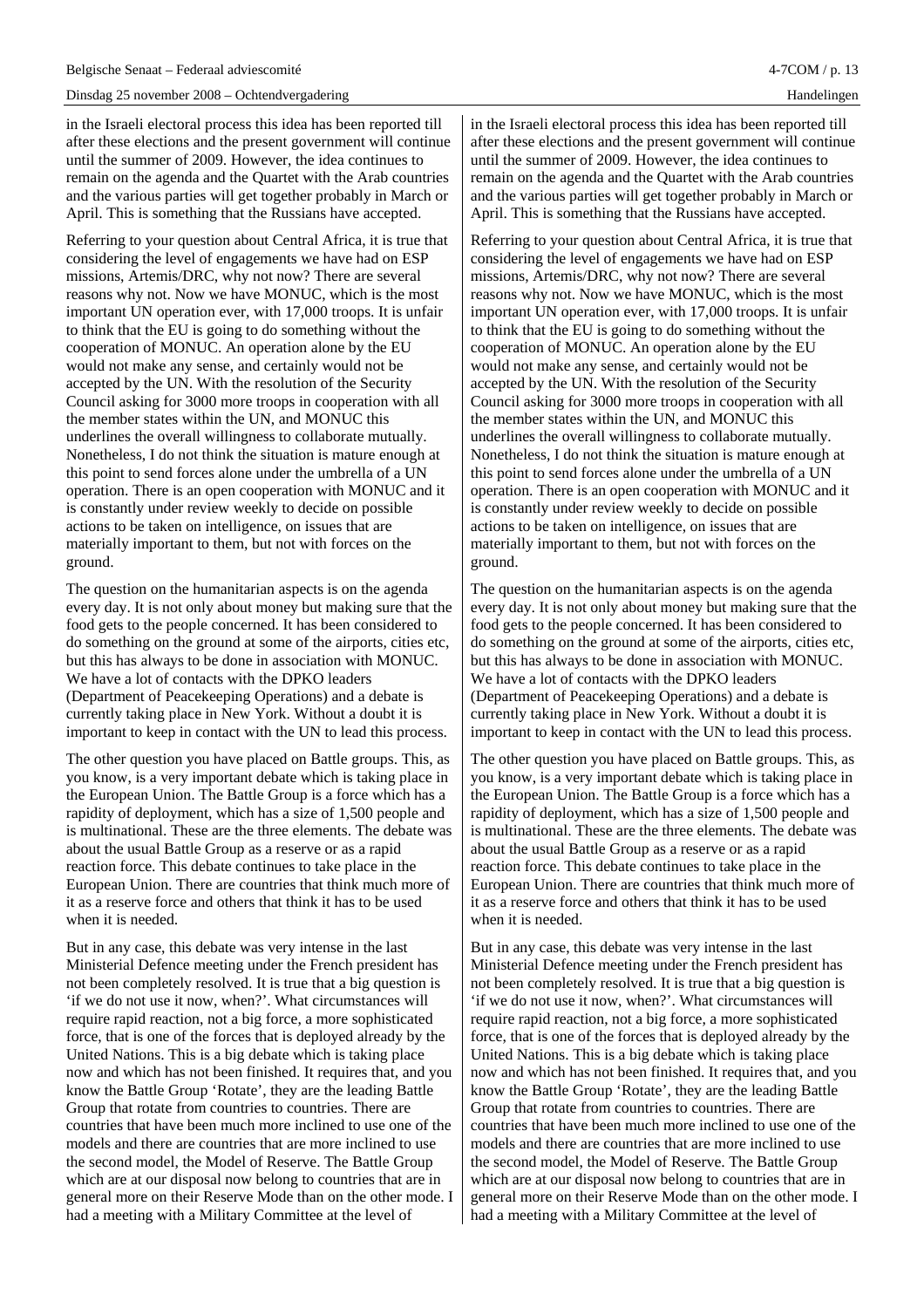in the Israeli electoral process this idea has been reported till after these elections and the present government will continue until the summer of 2009. However, the idea continues to remain on the agenda and the Quartet with the Arab countries and the various parties will get together probably in March or April. This is something that the Russians have accepted.

Referring to your question about Central Africa, it is true that considering the level of engagements we have had on ESP missions, Artemis/DRC, why not now? There are several reasons why not. Now we have MONUC, which is the most important UN operation ever, with 17,000 troops. It is unfair to think that the EU is going to do something without the cooperation of MONUC. An operation alone by the EU would not make any sense, and certainly would not be accepted by the UN. With the resolution of the Security Council asking for 3000 more troops in cooperation with all the member states within the UN, and MONUC this underlines the overall willingness to collaborate mutually. Nonetheless, I do not think the situation is mature enough at this point to send forces alone under the umbrella of a UN operation. There is an open cooperation with MONUC and it is constantly under review weekly to decide on possible actions to be taken on intelligence, on issues that are materially important to them, but not with forces on the ground.

The question on the humanitarian aspects is on the agenda every day. It is not only about money but making sure that the food gets to the people concerned. It has been considered to do something on the ground at some of the airports, cities etc, but this has always to be done in association with MONUC. We have a lot of contacts with the DPKO leaders (Department of Peacekeeping Operations) and a debate is currently taking place in New York. Without a doubt it is important to keep in contact with the UN to lead this process.

The other question you have placed on Battle groups. This, as you know, is a very important debate which is taking place in the European Union. The Battle Group is a force which has a rapidity of deployment, which has a size of 1,500 people and is multinational. These are the three elements. The debate was about the usual Battle Group as a reserve or as a rapid reaction force. This debate continues to take place in the European Union. There are countries that think much more of it as a reserve force and others that think it has to be used when it is needed.

But in any case, this debate was very intense in the last Ministerial Defence meeting under the French president has not been completely resolved. It is true that a big question is 'if we do not use it now, when?'. What circumstances will require rapid reaction, not a big force, a more sophisticated force, that is one of the forces that is deployed already by the United Nations. This is a big debate which is taking place now and which has not been finished. It requires that, and you know the Battle Group 'Rotate', they are the leading Battle Group that rotate from countries to countries. There are countries that have been much more inclined to use one of the models and there are countries that are more inclined to use the second model, the Model of Reserve. The Battle Group which are at our disposal now belong to countries that are in general more on their Reserve Mode than on the other mode. I had a meeting with a Military Committee at the level of

in the Israeli electoral process this idea has been reported till after these elections and the present government will continue until the summer of 2009. However, the idea continues to remain on the agenda and the Quartet with the Arab countries and the various parties will get together probably in March or April. This is something that the Russians have accepted.

Referring to your question about Central Africa, it is true that considering the level of engagements we have had on ESP missions, Artemis/DRC, why not now? There are several reasons why not. Now we have MONUC, which is the most important UN operation ever, with 17,000 troops. It is unfair to think that the EU is going to do something without the cooperation of MONUC. An operation alone by the EU would not make any sense, and certainly would not be accepted by the UN. With the resolution of the Security Council asking for 3000 more troops in cooperation with all the member states within the UN, and MONUC this underlines the overall willingness to collaborate mutually. Nonetheless, I do not think the situation is mature enough at this point to send forces alone under the umbrella of a UN operation. There is an open cooperation with MONUC and it is constantly under review weekly to decide on possible actions to be taken on intelligence, on issues that are materially important to them, but not with forces on the ground.

The question on the humanitarian aspects is on the agenda every day. It is not only about money but making sure that the food gets to the people concerned. It has been considered to do something on the ground at some of the airports, cities etc, but this has always to be done in association with MONUC. We have a lot of contacts with the DPKO leaders (Department of Peacekeeping Operations) and a debate is currently taking place in New York. Without a doubt it is important to keep in contact with the UN to lead this process.

The other question you have placed on Battle groups. This, as you know, is a very important debate which is taking place in the European Union. The Battle Group is a force which has a rapidity of deployment, which has a size of 1,500 people and is multinational. These are the three elements. The debate was about the usual Battle Group as a reserve or as a rapid reaction force. This debate continues to take place in the European Union. There are countries that think much more of it as a reserve force and others that think it has to be used when it is needed.

But in any case, this debate was very intense in the last Ministerial Defence meeting under the French president has not been completely resolved. It is true that a big question is 'if we do not use it now, when?'. What circumstances will require rapid reaction, not a big force, a more sophisticated force, that is one of the forces that is deployed already by the United Nations. This is a big debate which is taking place now and which has not been finished. It requires that, and you know the Battle Group 'Rotate', they are the leading Battle Group that rotate from countries to countries. There are countries that have been much more inclined to use one of the models and there are countries that are more inclined to use the second model, the Model of Reserve. The Battle Group which are at our disposal now belong to countries that are in general more on their Reserve Mode than on the other mode. I had a meeting with a Military Committee at the level of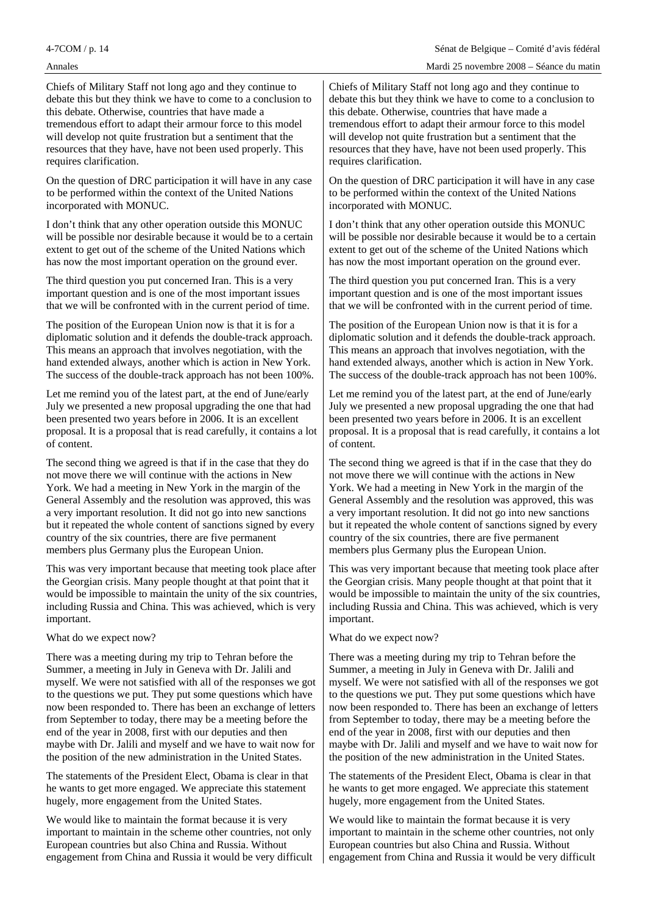Chiefs of Military Staff not long ago and they continue to debate this but they think we have to come to a conclusion to this debate. Otherwise, countries that have made a tremendous effort to adapt their armour force to this model will develop not quite frustration but a sentiment that the resources that they have, have not been used properly. This requires clarification.

On the question of DRC participation it will have in any case to be performed within the context of the United Nations incorporated with MONUC.

I don't think that any other operation outside this MONUC will be possible nor desirable because it would be to a certain extent to get out of the scheme of the United Nations which has now the most important operation on the ground ever.

The third question you put concerned Iran. This is a very important question and is one of the most important issues that we will be confronted with in the current period of time.

The position of the European Union now is that it is for a diplomatic solution and it defends the double-track approach. This means an approach that involves negotiation, with the hand extended always, another which is action in New York. The success of the double-track approach has not been 100%.

Let me remind you of the latest part, at the end of June/early July we presented a new proposal upgrading the one that had been presented two years before in 2006. It is an excellent proposal. It is a proposal that is read carefully, it contains a lot of content.

The second thing we agreed is that if in the case that they do not move there we will continue with the actions in New York. We had a meeting in New York in the margin of the General Assembly and the resolution was approved, this was a very important resolution. It did not go into new sanctions but it repeated the whole content of sanctions signed by every country of the six countries, there are five permanent members plus Germany plus the European Union.

This was very important because that meeting took place after the Georgian crisis. Many people thought at that point that it would be impossible to maintain the unity of the six countries, including Russia and China. This was achieved, which is very important.

What do we expect now?

There was a meeting during my trip to Tehran before the Summer, a meeting in July in Geneva with Dr. Jalili and myself. We were not satisfied with all of the responses we got to the questions we put. They put some questions which have now been responded to. There has been an exchange of letters from September to today, there may be a meeting before the end of the year in 2008, first with our deputies and then maybe with Dr. Jalili and myself and we have to wait now for the position of the new administration in the United States.

The statements of the President Elect, Obama is clear in that he wants to get more engaged. We appreciate this statement hugely, more engagement from the United States.

We would like to maintain the format because it is very important to maintain in the scheme other countries, not only European countries but also China and Russia. Without engagement from China and Russia it would be very difficult

Chiefs of Military Staff not long ago and they continue to debate this but they think we have to come to a conclusion to this debate. Otherwise, countries that have made a tremendous effort to adapt their armour force to this model will develop not quite frustration but a sentiment that the resources that they have, have not been used properly. This requires clarification.

On the question of DRC participation it will have in any case to be performed within the context of the United Nations incorporated with MONUC.

I don't think that any other operation outside this MONUC will be possible nor desirable because it would be to a certain extent to get out of the scheme of the United Nations which has now the most important operation on the ground ever.

The third question you put concerned Iran. This is a very important question and is one of the most important issues that we will be confronted with in the current period of time.

The position of the European Union now is that it is for a diplomatic solution and it defends the double-track approach. This means an approach that involves negotiation, with the hand extended always, another which is action in New York. The success of the double-track approach has not been 100%.

Let me remind you of the latest part, at the end of June/early July we presented a new proposal upgrading the one that had been presented two years before in 2006. It is an excellent proposal. It is a proposal that is read carefully, it contains a lot of content.

The second thing we agreed is that if in the case that they do not move there we will continue with the actions in New York. We had a meeting in New York in the margin of the General Assembly and the resolution was approved, this was a very important resolution. It did not go into new sanctions but it repeated the whole content of sanctions signed by every country of the six countries, there are five permanent members plus Germany plus the European Union.

This was very important because that meeting took place after the Georgian crisis. Many people thought at that point that it would be impossible to maintain the unity of the six countries, including Russia and China. This was achieved, which is very important.

What do we expect now?

There was a meeting during my trip to Tehran before the Summer, a meeting in July in Geneva with Dr. Jalili and myself. We were not satisfied with all of the responses we got to the questions we put. They put some questions which have now been responded to. There has been an exchange of letters from September to today, there may be a meeting before the end of the year in 2008, first with our deputies and then maybe with Dr. Jalili and myself and we have to wait now for the position of the new administration in the United States.

The statements of the President Elect, Obama is clear in that he wants to get more engaged. We appreciate this statement hugely, more engagement from the United States.

We would like to maintain the format because it is very important to maintain in the scheme other countries, not only European countries but also China and Russia. Without engagement from China and Russia it would be very difficult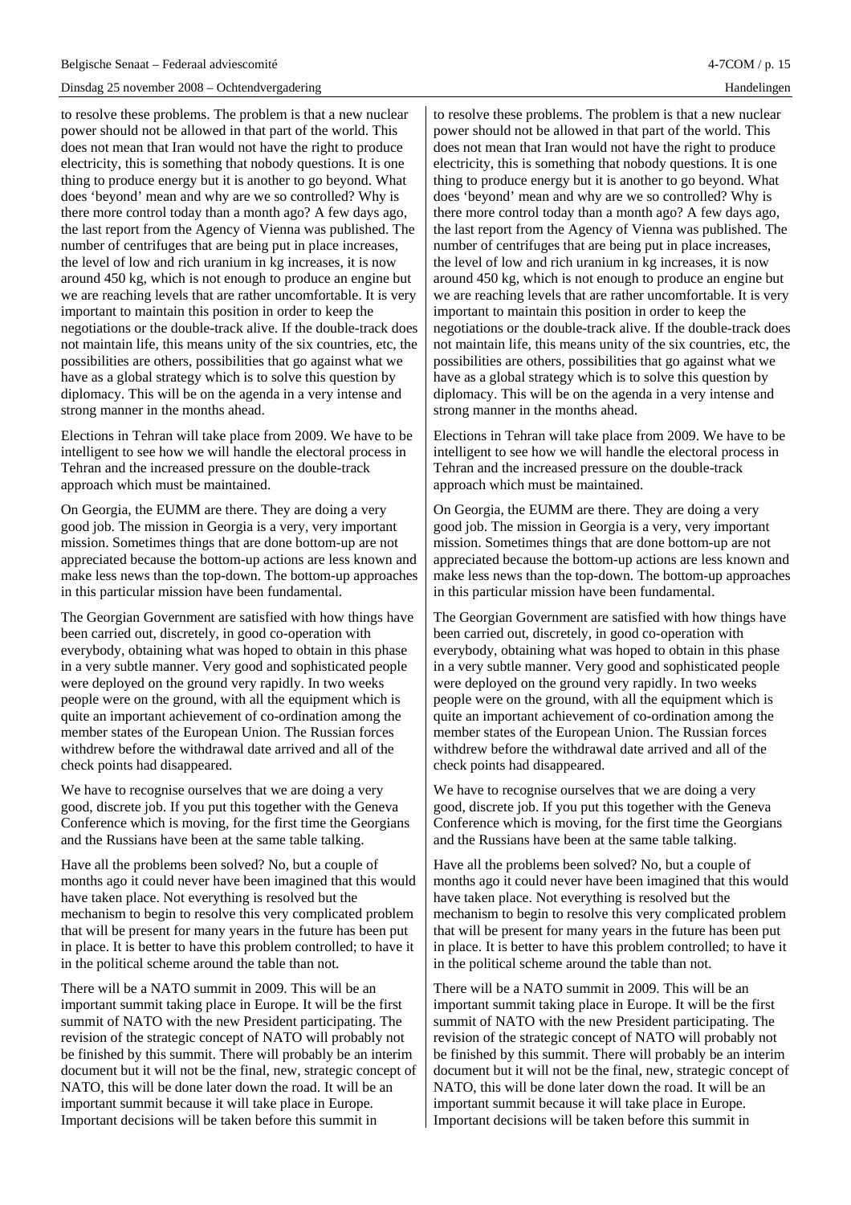to resolve these problems. The problem is that a new nuclear power should not be allowed in that part of the world. This does not mean that Iran would not have the right to produce electricity, this is something that nobody questions. It is one thing to produce energy but it is another to go beyond. What does 'beyond' mean and why are we so controlled? Why is there more control today than a month ago? A few days ago, the last report from the Agency of Vienna was published. The number of centrifuges that are being put in place increases, the level of low and rich uranium in kg increases, it is now around 450 kg, which is not enough to produce an engine but we are reaching levels that are rather uncomfortable. It is very important to maintain this position in order to keep the negotiations or the double-track alive. If the double-track does not maintain life, this means unity of the six countries, etc, the possibilities are others, possibilities that go against what we have as a global strategy which is to solve this question by diplomacy. This will be on the agenda in a very intense and strong manner in the months ahead.

Elections in Tehran will take place from 2009. We have to be intelligent to see how we will handle the electoral process in Tehran and the increased pressure on the double-track approach which must be maintained.

On Georgia, the EUMM are there. They are doing a very good job. The mission in Georgia is a very, very important mission. Sometimes things that are done bottom-up are not appreciated because the bottom-up actions are less known and make less news than the top-down. The bottom-up approaches in this particular mission have been fundamental.

The Georgian Government are satisfied with how things have been carried out, discretely, in good co-operation with everybody, obtaining what was hoped to obtain in this phase in a very subtle manner. Very good and sophisticated people were deployed on the ground very rapidly. In two weeks people were on the ground, with all the equipment which is quite an important achievement of co-ordination among the member states of the European Union. The Russian forces withdrew before the withdrawal date arrived and all of the check points had disappeared.

We have to recognise ourselves that we are doing a very good, discrete job. If you put this together with the Geneva Conference which is moving, for the first time the Georgians and the Russians have been at the same table talking.

Have all the problems been solved? No, but a couple of months ago it could never have been imagined that this would have taken place. Not everything is resolved but the mechanism to begin to resolve this very complicated problem that will be present for many years in the future has been put in place. It is better to have this problem controlled; to have it in the political scheme around the table than not.

There will be a NATO summit in 2009. This will be an important summit taking place in Europe. It will be the first summit of NATO with the new President participating. The revision of the strategic concept of NATO will probably not be finished by this summit. There will probably be an interim document but it will not be the final, new, strategic concept of NATO, this will be done later down the road. It will be an important summit because it will take place in Europe. Important decisions will be taken before this summit in

to resolve these problems. The problem is that a new nuclear power should not be allowed in that part of the world. This does not mean that Iran would not have the right to produce electricity, this is something that nobody questions. It is one thing to produce energy but it is another to go beyond. What does 'beyond' mean and why are we so controlled? Why is there more control today than a month ago? A few days ago, the last report from the Agency of Vienna was published. The number of centrifuges that are being put in place increases, the level of low and rich uranium in kg increases, it is now around 450 kg, which is not enough to produce an engine but we are reaching levels that are rather uncomfortable. It is very important to maintain this position in order to keep the negotiations or the double-track alive. If the double-track does not maintain life, this means unity of the six countries, etc, the possibilities are others, possibilities that go against what we have as a global strategy which is to solve this question by diplomacy. This will be on the agenda in a very intense and strong manner in the months ahead.

Elections in Tehran will take place from 2009. We have to be intelligent to see how we will handle the electoral process in Tehran and the increased pressure on the double-track approach which must be maintained.

On Georgia, the EUMM are there. They are doing a very good job. The mission in Georgia is a very, very important mission. Sometimes things that are done bottom-up are not appreciated because the bottom-up actions are less known and make less news than the top-down. The bottom-up approaches in this particular mission have been fundamental.

The Georgian Government are satisfied with how things have been carried out, discretely, in good co-operation with everybody, obtaining what was hoped to obtain in this phase in a very subtle manner. Very good and sophisticated people were deployed on the ground very rapidly. In two weeks people were on the ground, with all the equipment which is quite an important achievement of co-ordination among the member states of the European Union. The Russian forces withdrew before the withdrawal date arrived and all of the check points had disappeared.

We have to recognise ourselves that we are doing a very good, discrete job. If you put this together with the Geneva Conference which is moving, for the first time the Georgians and the Russians have been at the same table talking.

Have all the problems been solved? No, but a couple of months ago it could never have been imagined that this would have taken place. Not everything is resolved but the mechanism to begin to resolve this very complicated problem that will be present for many years in the future has been put in place. It is better to have this problem controlled; to have it in the political scheme around the table than not.

There will be a NATO summit in 2009. This will be an important summit taking place in Europe. It will be the first summit of NATO with the new President participating. The revision of the strategic concept of NATO will probably not be finished by this summit. There will probably be an interim document but it will not be the final, new, strategic concept of NATO, this will be done later down the road. It will be an important summit because it will take place in Europe. Important decisions will be taken before this summit in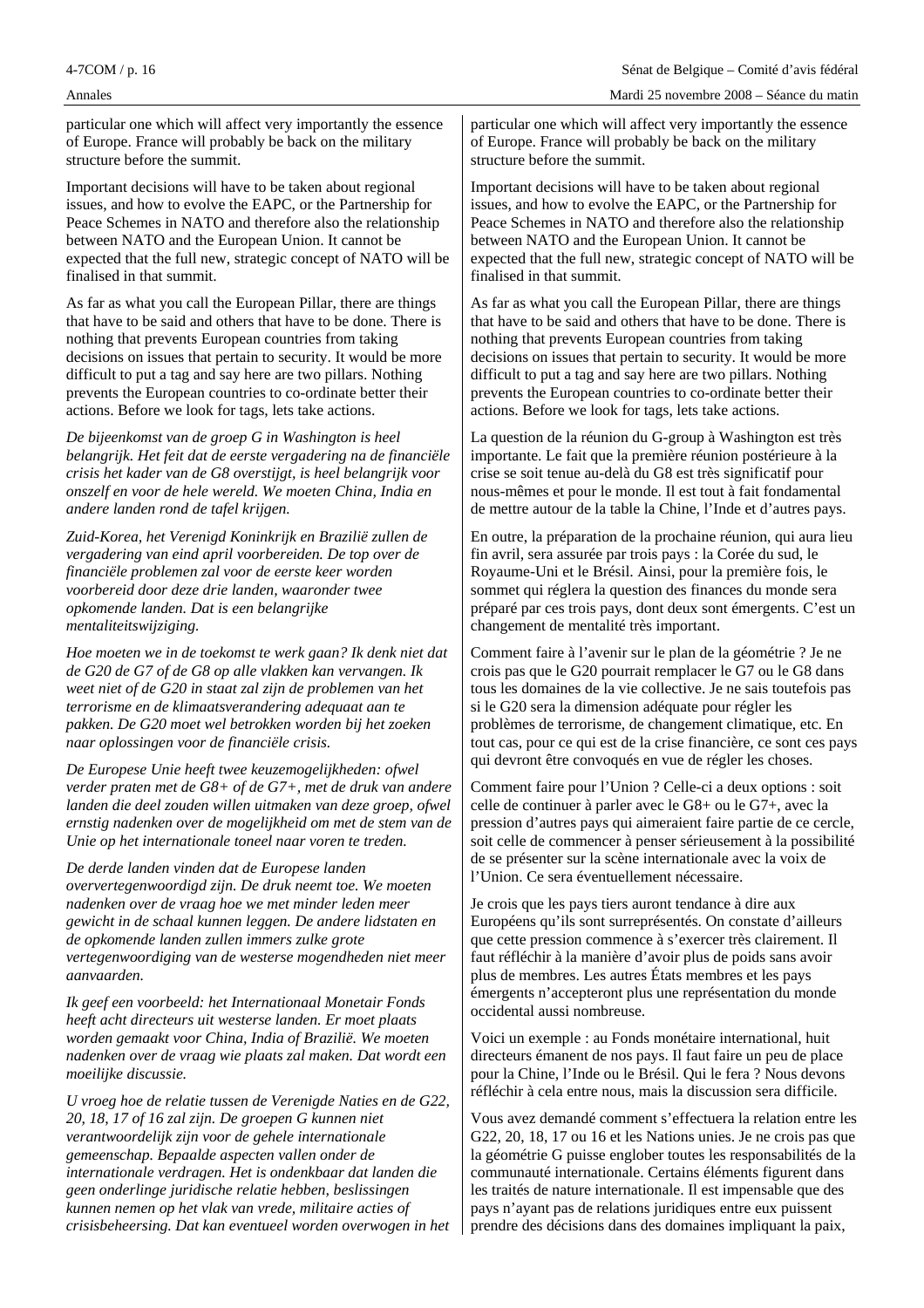particular one which will affect very importantly the essence of Europe. France will probably be back on the military structure before the summit.

Important decisions will have to be taken about regional issues, and how to evolve the EAPC, or the Partnership for Peace Schemes in NATO and therefore also the relationship between NATO and the European Union. It cannot be expected that the full new, strategic concept of NATO will be finalised in that summit.

As far as what you call the European Pillar, there are things that have to be said and others that have to be done. There is nothing that prevents European countries from taking decisions on issues that pertain to security. It would be more difficult to put a tag and say here are two pillars. Nothing prevents the European countries to co-ordinate better their actions. Before we look for tags, lets take actions.

*De bijeenkomst van de groep G in Washington is heel belangrijk. Het feit dat de eerste vergadering na de financiële crisis het kader van de G8 overstijgt, is heel belangrijk voor onszelf en voor de hele wereld. We moeten China, India en andere landen rond de tafel krijgen.*

*Zuid-Korea, het Verenigd Koninkrijk en Brazilië zullen de vergadering van eind april voorbereiden. De top over de financiële problemen zal voor de eerste keer worden voorbereid door deze drie landen, waaronder twee opkomende landen. Dat is een belangrijke mentaliteitswijziging.*

*Hoe moeten we in de toekomst te werk gaan? Ik denk niet dat de G20 de G7 of de G8 op alle vlakken kan vervangen. Ik weet niet of de G20 in staat zal zijn de problemen van het terrorisme en de klimaatsverandering adequaat aan te pakken. De G20 moet wel betrokken worden bij het zoeken naar oplossingen voor de financiële crisis.*

*De Europese Unie heeft twee keuzemogelijkheden: ofwel verder praten met de G8+ of de G7+, met de druk van andere landen die deel zouden willen uitmaken van deze groep, ofwel ernstig nadenken over de mogelijkheid om met de stem van de Unie op het internationale toneel naar voren te treden.*

*De derde landen vinden dat de Europese landen oververtegenwoordigd zijn. De druk neemt toe. We moeten nadenken over de vraag hoe we met minder leden meer gewicht in de schaal kunnen leggen. De andere lidstaten en de opkomende landen zullen immers zulke grote vertegenwoordiging van de westerse mogendheden niet meer aanvaarden.*

*Ik geef een voorbeeld: het Internationaal Monetair Fonds heeft acht directeurs uit westerse landen. Er moet plaats worden gemaakt voor China, India of Brazilië. We moeten nadenken over de vraag wie plaats zal maken. Dat wordt een moeilijke discussie.*

*U vroeg hoe de relatie tussen de Verenigde Naties en de G22, 20, 18, 17 of 16 zal zijn. De groepen G kunnen niet verantwoordelijk zijn voor de gehele internationale gemeenschap. Bepaalde aspecten vallen onder de internationale verdragen. Het is ondenkbaar dat landen die geen onderlinge juridische relatie hebben, beslissingen kunnen nemen op het vlak van vrede, militaire acties of crisisbeheersing. Dat kan eventueel worden overwogen in het*

particular one which will affect very importantly the essence of Europe. France will probably be back on the military structure before the summit.

Important decisions will have to be taken about regional issues, and how to evolve the EAPC, or the Partnership for Peace Schemes in NATO and therefore also the relationship between NATO and the European Union. It cannot be expected that the full new, strategic concept of NATO will be finalised in that summit.

As far as what you call the European Pillar, there are things that have to be said and others that have to be done. There is nothing that prevents European countries from taking decisions on issues that pertain to security. It would be more difficult to put a tag and say here are two pillars. Nothing prevents the European countries to co-ordinate better their actions. Before we look for tags, lets take actions.

La question de la réunion du G-group à Washington est très importante. Le fait que la première réunion postérieure à la crise se soit tenue au-delà du G8 est très significatif pour nous-mêmes et pour le monde. Il est tout à fait fondamental de mettre autour de la table la Chine, l'Inde et d'autres pays.

En outre, la préparation de la prochaine réunion, qui aura lieu fin avril, sera assurée par trois pays : la Corée du sud, le Royaume-Uni et le Brésil. Ainsi, pour la première fois, le sommet qui réglera la question des finances du monde sera préparé par ces trois pays, dont deux sont émergents. C'est un changement de mentalité très important.

Comment faire à l'avenir sur le plan de la géométrie ? Je ne crois pas que le G20 pourrait remplacer le G7 ou le G8 dans tous les domaines de la vie collective. Je ne sais toutefois pas si le G20 sera la dimension adéquate pour régler les problèmes de terrorisme, de changement climatique, etc. En tout cas, pour ce qui est de la crise financière, ce sont ces pays qui devront être convoqués en vue de régler les choses.

Comment faire pour l'Union ? Celle-ci a deux options : soit celle de continuer à parler avec le G8+ ou le G7+, avec la pression d'autres pays qui aimeraient faire partie de ce cercle, soit celle de commencer à penser sérieusement à la possibilité de se présenter sur la scène internationale avec la voix de l'Union. Ce sera éventuellement nécessaire.

Je crois que les pays tiers auront tendance à dire aux Européens qu'ils sont surreprésentés. On constate d'ailleurs que cette pression commence à s'exercer très clairement. Il faut réfléchir à la manière d'avoir plus de poids sans avoir plus de membres. Les autres États membres et les pays émergents n'accepteront plus une représentation du monde occidental aussi nombreuse.

Voici un exemple : au Fonds monétaire international, huit directeurs émanent de nos pays. Il faut faire un peu de place pour la Chine, l'Inde ou le Brésil. Qui le fera ? Nous devons réfléchir à cela entre nous, mais la discussion sera difficile.

Vous avez demandé comment s'effectuera la relation entre les G22, 20, 18, 17 ou 16 et les Nations unies. Je ne crois pas que la géométrie G puisse englober toutes les responsabilités de la communauté internationale. Certains éléments figurent dans les traités de nature internationale. Il est impensable que des pays n'ayant pas de relations juridiques entre eux puissent prendre des décisions dans des domaines impliquant la paix,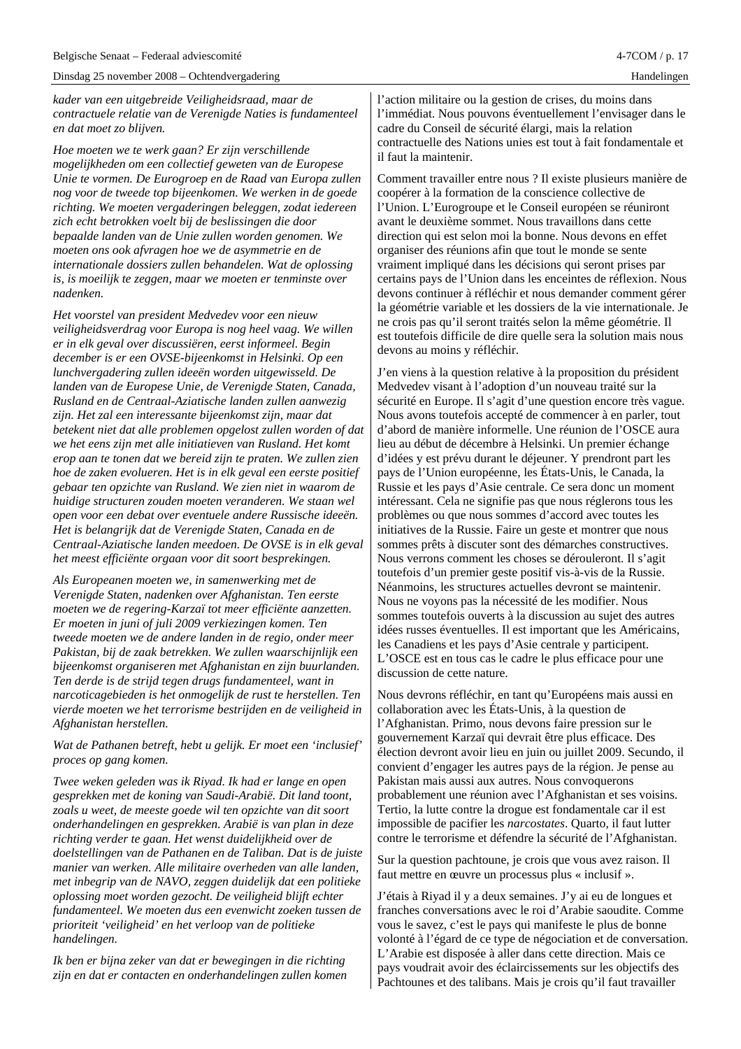*kader van een uitgebreide Veiligheidsraad, maar de contractuele relatie van de Verenigde Naties is fundamenteel en dat moet zo blijven.*

*Hoe moeten we te werk gaan? Er zijn verschillende mogelijkheden om een collectief geweten van de Europese Unie te vormen. De Eurogroep en de Raad van Europa zullen nog voor de tweede top bijeenkomen. We werken in de goede richting. We moeten vergaderingen beleggen, zodat iedereen zich echt betrokken voelt bij de beslissingen die door bepaalde landen van de Unie zullen worden genomen. We moeten ons ook afvragen hoe we de asymmetrie en de internationale dossiers zullen behandelen. Wat de oplossing is, is moeilijk te zeggen, maar we moeten er tenminste over nadenken.*

*Het voorstel van president Medvedev voor een nieuw veiligheidsverdrag voor Europa is nog heel vaag. We willen er in elk geval over discussiëren, eerst informeel. Begin december is er een OVSE-bijeenkomst in Helsinki. Op een lunchvergadering zullen ideeën worden uitgewisseld. De landen van de Europese Unie, de Verenigde Staten, Canada, Rusland en de Centraal-Aziatische landen zullen aanwezig zijn. Het zal een interessante bijeenkomst zijn, maar dat betekent niet dat alle problemen opgelost zullen worden of dat we het eens zijn met alle initiatieven van Rusland. Het komt erop aan te tonen dat we bereid zijn te praten. We zullen zien hoe de zaken evolueren. Het is in elk geval een eerste positief gebaar ten opzichte van Rusland. We zien niet in waarom de huidige structuren zouden moeten veranderen. We staan wel open voor een debat over eventuele andere Russische ideeën. Het is belangrijk dat de Verenigde Staten, Canada en de Centraal-Aziatische landen meedoen. De OVSE is in elk geval het meest efficiënte orgaan voor dit soort besprekingen.*

*Als Europeanen moeten we, in samenwerking met de Verenigde Staten, nadenken over Afghanistan. Ten eerste moeten we de regering-Karzaï tot meer efficiëntie aanzetten. Er moeten in juni of juli 2009 verkiezingen komen. Ten tweede moeten we de andere landen in de regio, onder meer Pakistan, bij de zaak betrekken. We zullen waarschijnlijk een bijeenkomst organiseren met Afghanistan en zijn buurlanden. Ten derde is de strijd tegen drugs fundamenteel, want in narcoticagebieden is het onmogelijk de rust te herstellen. Ten vierde moeten we het terrorisme bestrijden en de veiligheid in Afghanistan herstellen.*

*Wat de Pathanen betreft, hebt u gelijk. Er moet een 'inclusief' proces op gang komen.*

*Twee weken geleden was ik Riyad. Ik had er lange en open gesprekken met de koning van Saudi-Arabië. Dit land toont, zoals u weet, de meeste goede wil ten opzichte van dit soort onderhandelingen en gesprekken. Arabië is van plan in deze richting verder te gaan. Het wenst duidelijkheid over de doelstellingen van de Pathanen en de Taliban. Dat is de juiste manier van werken. Alle militaire overheden van alle landen, met inbegrip van de NAVO, zeggen duidelijk dat een politieke oplossing moet worden gezocht. De veiligheid blijft echter fundamenteel. We moeten dus een evenwicht zoeken tussen de prioriteit 'veiligheid' en het verloop van de politieke handelingen.*

*Ik ben er bijna zeker van dat er bewegingen in die richting zijn en dat er contacten en onderhandelingen zullen komen*

l'action militaire ou la gestion de crises, du moins dans l'immédiat. Nous pouvons éventuellement l'envisager dans le cadre du Conseil de sécurité élargi, mais la relation contractuelle des Nations unies est tout à fait fondamentale et il faut la maintenir.

Comment travailler entre nous ? Il existe plusieurs manière de coopérer à la formation de la conscience collective de l'Union. L'Eurogroupe et le Conseil européen se réuniront avant le deuxième sommet. Nous travaillons dans cette direction qui est selon moi la bonne. Nous devons en effet organiser des réunions afin que tout le monde se sente vraiment impliqué dans les décisions qui seront prises par certains pays de l'Union dans les enceintes de réflexion. Nous devons continuer à réfléchir et nous demander comment gérer la géométrie variable et les dossiers de la vie internationale. Je ne crois pas qu'il seront traités selon la même géométrie. Il est toutefois difficile de dire quelle sera la solution mais nous devons au moins y réfléchir.

J'en viens à la question relative à la proposition du président Medvedev visant à l'adoption d'un nouveau traité sur la sécurité en Europe. Il s'agit d'une question encore très vague. Nous avons toutefois accepté de commencer à en parler, tout d'abord de manière informelle. Une réunion de l'OSCE aura lieu au début de décembre à Helsinki. Un premier échange d'idées y est prévu durant le déjeuner. Y prendront part les pays de l'Union européenne, les États-Unis, le Canada, la Russie et les pays d'Asie centrale. Ce sera donc un moment intéressant. Cela ne signifie pas que nous réglerons tous les problèmes ou que nous sommes d'accord avec toutes les initiatives de la Russie. Faire un geste et montrer que nous sommes prêts à discuter sont des démarches constructives. Nous verrons comment les choses se dérouleront. Il s'agit toutefois d'un premier geste positif vis-à-vis de la Russie. Néanmoins, les structures actuelles devront se maintenir. Nous ne voyons pas la nécessité de les modifier. Nous sommes toutefois ouverts à la discussion au sujet des autres idées russes éventuelles. Il est important que les Américains, les Canadiens et les pays d'Asie centrale y participent. L'OSCE est en tous cas le cadre le plus efficace pour une discussion de cette nature.

Nous devrons réfléchir, en tant qu'Européens mais aussi en collaboration avec les États-Unis, à la question de l'Afghanistan. Primo, nous devons faire pression sur le gouvernement Karzaï qui devrait être plus efficace. Des élection devront avoir lieu en juin ou juillet 2009. Secundo, il convient d'engager les autres pays de la région. Je pense au Pakistan mais aussi aux autres. Nous convoquerons probablement une réunion avec l'Afghanistan et ses voisins. Tertio, la lutte contre la drogue est fondamentale car il est impossible de pacifier les *narcostates*. Quarto, il faut lutter contre le terrorisme et défendre la sécurité de l'Afghanistan.

Sur la question pachtoune, je crois que vous avez raison. Il faut mettre en œuvre un processus plus « inclusif ».

J'étais à Riyad il y a deux semaines. J'y ai eu de longues et franches conversations avec le roi d'Arabie saoudite. Comme vous le savez, c'est le pays qui manifeste le plus de bonne volonté à l'égard de ce type de négociation et de conversation. L'Arabie est disposée à aller dans cette direction. Mais ce pays voudrait avoir des éclaircissements sur les objectifs des Pachtounes et des talibans. Mais je crois qu'il faut travailler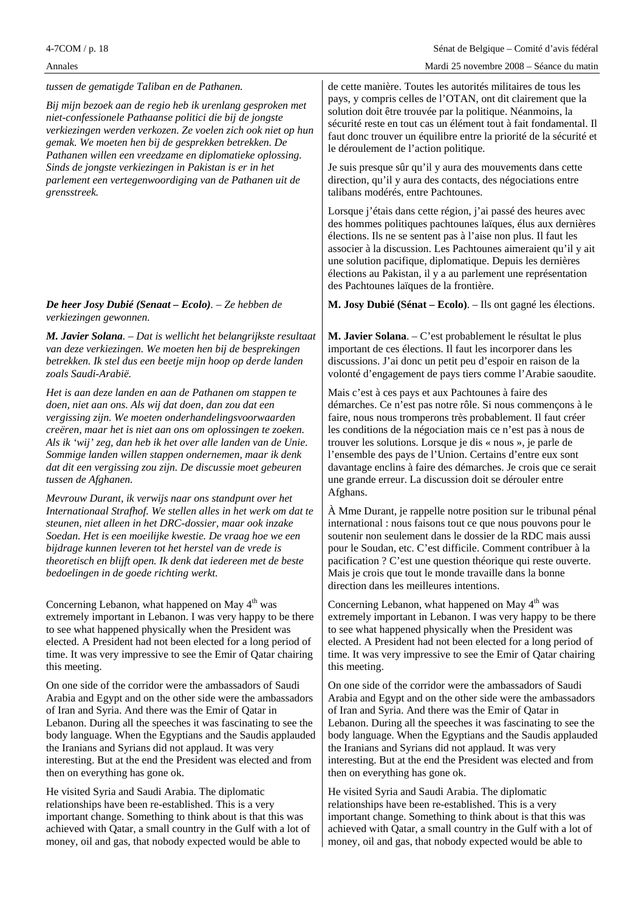*tussen de gematigde Taliban en de Pathanen.*

*Bij mijn bezoek aan de regio heb ik urenlang gesproken met niet-confessionele Pathaanse politici die bij de jongste verkiezingen werden verkozen. Ze voelen zich ook niet op hun gemak. We moeten hen bij de gesprekken betrekken. De Pathanen willen een vreedzame en diplomatieke oplossing. Sinds de jongste verkiezingen in Pakistan is er in het parlement een vertegenwoordiging van de Pathanen uit de grensstreek.*

***De heer Josy Dubié (Senaat – Ecolo)**. – Ze hebben de verkiezingen gewonnen.*

***M. Javier Solana**. – Dat is wellicht het belangrijkste resultaat van deze verkiezingen. We moeten hen bij de besprekingen betrekken. Ik stel dus een beetje mijn hoop op derde landen zoals Saudi-Arabië.*

*Het is aan deze landen en aan de Pathanen om stappen te doen, niet aan ons. Als wij dat doen, dan zou dat een vergissing zijn. We moeten onderhandelingsvoorwaarden creëren, maar het is niet aan ons om oplossingen te zoeken. Als ik 'wij' zeg, dan heb ik het over alle landen van de Unie. Sommige landen willen stappen ondernemen, maar ik denk dat dit een vergissing zou zijn. De discussie moet gebeuren tussen de Afghanen.*

*Mevrouw Durant, ik verwijs naar ons standpunt over het Internationaal Strafhof. We stellen alles in het werk om dat te steunen, niet alleen in het DRC-dossier, maar ook inzake Soedan. Het is een moeilijke kwestie. De vraag hoe we een bijdrage kunnen leveren tot het herstel van de vrede is theoretisch en blijft open. Ik denk dat iedereen met de beste bedoelingen in de goede richting werkt.*

de cette manière. Toutes les autorités militaires de tous les pays, y compris celles de l'OTAN, ont dit clairement que la solution doit être trouvée par la politique. Néanmoins, la sécurité reste en tout cas un élément tout à fait fondamental. Il faut donc trouver un équilibre entre la priorité de la sécurité et le déroulement de l'action politique.

Je suis presque sûr qu'il y aura des mouvements dans cette direction, qu'il y aura des contacts, des négociations entre talibans modérés, entre Pachtounes.

Lorsque j'étais dans cette région, j'ai passé des heures avec des hommes politiques pachtounes laïques, élus aux dernières élections. Ils ne se sentent pas à l'aise non plus. Il faut les associer à la discussion. Les Pachtounes aimeraient qu'il y ait une solution pacifique, diplomatique. Depuis les dernières élections au Pakistan, il y a au parlement une représentation des Pachtounes laïques de la frontière.

**M. Josy Dubié (Sénat – Ecolo)**. – Ils ont gagné les élections.

**M. Javier Solana**. – C'est probablement le résultat le plus important de ces élections. Il faut les incorporer dans les discussions. J'ai donc un petit peu d'espoir en raison de la volonté d'engagement de pays tiers comme l'Arabie saoudite.

Mais c'est à ces pays et aux Pachtounes à faire des démarches. Ce n'est pas notre rôle. Si nous commençons à le faire, nous nous tromperons très probablement. Il faut créer les conditions de la négociation mais ce n'est pas à nous de trouver les solutions. Lorsque je dis « nous », je parle de l'ensemble des pays de l'Union. Certains d'entre eux sont davantage enclins à faire des démarches. Je crois que ce serait une grande erreur. La discussion doit se dérouler entre Afghans.

À Mme Durant, je rappelle notre position sur le tribunal pénal international : nous faisons tout ce que nous pouvons pour le soutenir non seulement dans le dossier de la RDC mais aussi pour le Soudan, etc. C'est difficile. Comment contribuer à la pacification ? C'est une question théorique qui reste ouverte. Mais je crois que tout le monde travaille dans la bonne direction dans les meilleures intentions.

Concerning Lebanon, what happened on May 4th was extremely important in Lebanon. I was very happy to be there to see what happened physically when the President was elected. A President had not been elected for a long period of time. It was very impressive to see the Emir of Qatar chairing this meeting.

On one side of the corridor were the ambassadors of Saudi Arabia and Egypt and on the other side were the ambassadors of Iran and Syria. And there was the Emir of Qatar in Lebanon. During all the speeches it was fascinating to see the body language. When the Egyptians and the Saudis applauded the Iranians and Syrians did not applaud. It was very interesting. But at the end the President was elected and from then on everything has gone ok.

He visited Syria and Saudi Arabia. The diplomatic relationships have been re-established. This is a very important change. Something to think about is that this was achieved with Qatar, a small country in the Gulf with a lot of money, oil and gas, that nobody expected would be able to

Concerning Lebanon, what happened on May 4th was extremely important in Lebanon. I was very happy to be there to see what happened physically when the President was elected. A President had not been elected for a long period of time. It was very impressive to see the Emir of Qatar chairing this meeting.

On one side of the corridor were the ambassadors of Saudi Arabia and Egypt and on the other side were the ambassadors of Iran and Syria. And there was the Emir of Qatar in Lebanon. During all the speeches it was fascinating to see the body language. When the Egyptians and the Saudis applauded the Iranians and Syrians did not applaud. It was very interesting. But at the end the President was elected and from then on everything has gone ok.

He visited Syria and Saudi Arabia. The diplomatic relationships have been re-established. This is a very important change. Something to think about is that this was achieved with Qatar, a small country in the Gulf with a lot of money, oil and gas, that nobody expected would be able to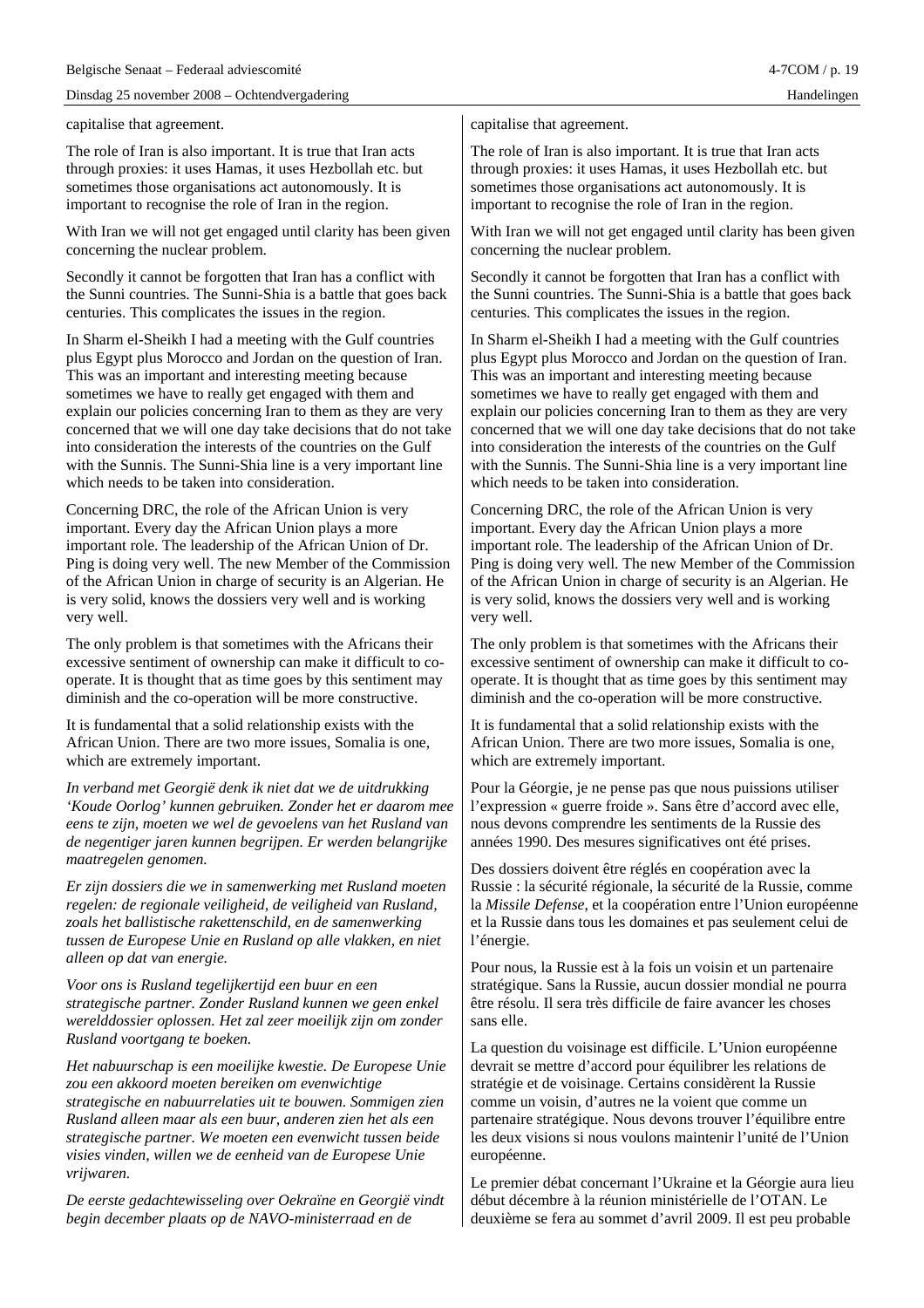capitalise that agreement.

The role of Iran is also important. It is true that Iran acts through proxies: it uses Hamas, it uses Hezbollah etc. but sometimes those organisations act autonomously. It is important to recognise the role of Iran in the region.

With Iran we will not get engaged until clarity has been given concerning the nuclear problem.

Secondly it cannot be forgotten that Iran has a conflict with the Sunni countries. The Sunni-Shia is a battle that goes back centuries. This complicates the issues in the region.

In Sharm el-Sheikh I had a meeting with the Gulf countries plus Egypt plus Morocco and Jordan on the question of Iran. This was an important and interesting meeting because sometimes we have to really get engaged with them and explain our policies concerning Iran to them as they are very concerned that we will one day take decisions that do not take into consideration the interests of the countries on the Gulf with the Sunnis. The Sunni-Shia line is a very important line which needs to be taken into consideration.

Concerning DRC, the role of the African Union is very important. Every day the African Union plays a more important role. The leadership of the African Union of Dr. Ping is doing very well. The new Member of the Commission of the African Union in charge of security is an Algerian. He is very solid, knows the dossiers very well and is working very well.

The only problem is that sometimes with the Africans their excessive sentiment of ownership can make it difficult to co-operate. It is thought that as time goes by this sentiment may diminish and the co-operation will be more constructive.

It is fundamental that a solid relationship exists with the African Union. There are two more issues, Somalia is one, which are extremely important.

*In verband met Georgië denk ik niet dat we de uitdrukking 'Koude Oorlog' kunnen gebruiken. Zonder het er daarom mee eens te zijn, moeten we wel de gevoelens van het Rusland van de negentiger jaren kunnen begrijpen. Er werden belangrijke maatregelen genomen.*

*Er zijn dossiers die we in samenwerking met Rusland moeten regelen: de regionale veiligheid, de veiligheid van Rusland, zoals het ballistische rakettenschild, en de samenwerking tussen de Europese Unie en Rusland op alle vlakken, en niet alleen op dat van energie.*

*Voor ons is Rusland tegelijkertijd een buur en een strategische partner. Zonder Rusland kunnen we geen enkel werelddossier oplossen. Het zal zeer moeilijk zijn om zonder Rusland voortgang te boeken.*

*Het nabuurschap is een moeilijke kwestie. De Europese Unie zou een akkoord moeten bereiken om evenwichtige strategische en nabuurrelaties uit te bouwen. Sommigen zien Rusland alleen maar als een buur, anderen zien het als een strategische partner. We moeten een evenwicht tussen beide visies vinden, willen we de eenheid van de Europese Unie vrijwaren.*

*De eerste gedachtewisseling over Oekraïne en Georgië vindt begin december plaats op de NAVO-ministerraad en de*

capitalise that agreement.

The role of Iran is also important. It is true that Iran acts through proxies: it uses Hamas, it uses Hezbollah etc. but sometimes those organisations act autonomously. It is important to recognise the role of Iran in the region.

With Iran we will not get engaged until clarity has been given concerning the nuclear problem.

Secondly it cannot be forgotten that Iran has a conflict with the Sunni countries. The Sunni-Shia is a battle that goes back centuries. This complicates the issues in the region.

In Sharm el-Sheikh I had a meeting with the Gulf countries plus Egypt plus Morocco and Jordan on the question of Iran. This was an important and interesting meeting because sometimes we have to really get engaged with them and explain our policies concerning Iran to them as they are very concerned that we will one day take decisions that do not take into consideration the interests of the countries on the Gulf with the Sunnis. The Sunni-Shia line is a very important line which needs to be taken into consideration.

Concerning DRC, the role of the African Union is very important. Every day the African Union plays a more important role. The leadership of the African Union of Dr. Ping is doing very well. The new Member of the Commission of the African Union in charge of security is an Algerian. He is very solid, knows the dossiers very well and is working very well.

The only problem is that sometimes with the Africans their excessive sentiment of ownership can make it difficult to co-operate. It is thought that as time goes by this sentiment may diminish and the co-operation will be more constructive.

It is fundamental that a solid relationship exists with the African Union. There are two more issues, Somalia is one, which are extremely important.

Pour la Géorgie, je ne pense pas que nous puissions utiliser l'expression « guerre froide ». Sans être d'accord avec elle, nous devons comprendre les sentiments de la Russie des années 1990. Des mesures significatives ont été prises.

Des dossiers doivent être réglés en coopération avec la Russie : la sécurité régionale, la sécurité de la Russie, comme la *Missile Defense*, et la coopération entre l'Union européenne et la Russie dans tous les domaines et pas seulement celui de l'énergie.

Pour nous, la Russie est à la fois un voisin et un partenaire stratégique. Sans la Russie, aucun dossier mondial ne pourra être résolu. Il sera très difficile de faire avancer les choses sans elle.

La question du voisinage est difficile. L'Union européenne devrait se mettre d'accord pour équilibrer les relations de stratégie et de voisinage. Certains considèrent la Russie comme un voisin, d'autres ne la voient que comme un partenaire stratégique. Nous devons trouver l'équilibre entre les deux visions si nous voulons maintenir l'unité de l'Union européenne.

Le premier débat concernant l'Ukraine et la Géorgie aura lieu début décembre à la réunion ministérielle de l'OTAN. Le deuxième se fera au sommet d'avril 2009. Il est peu probable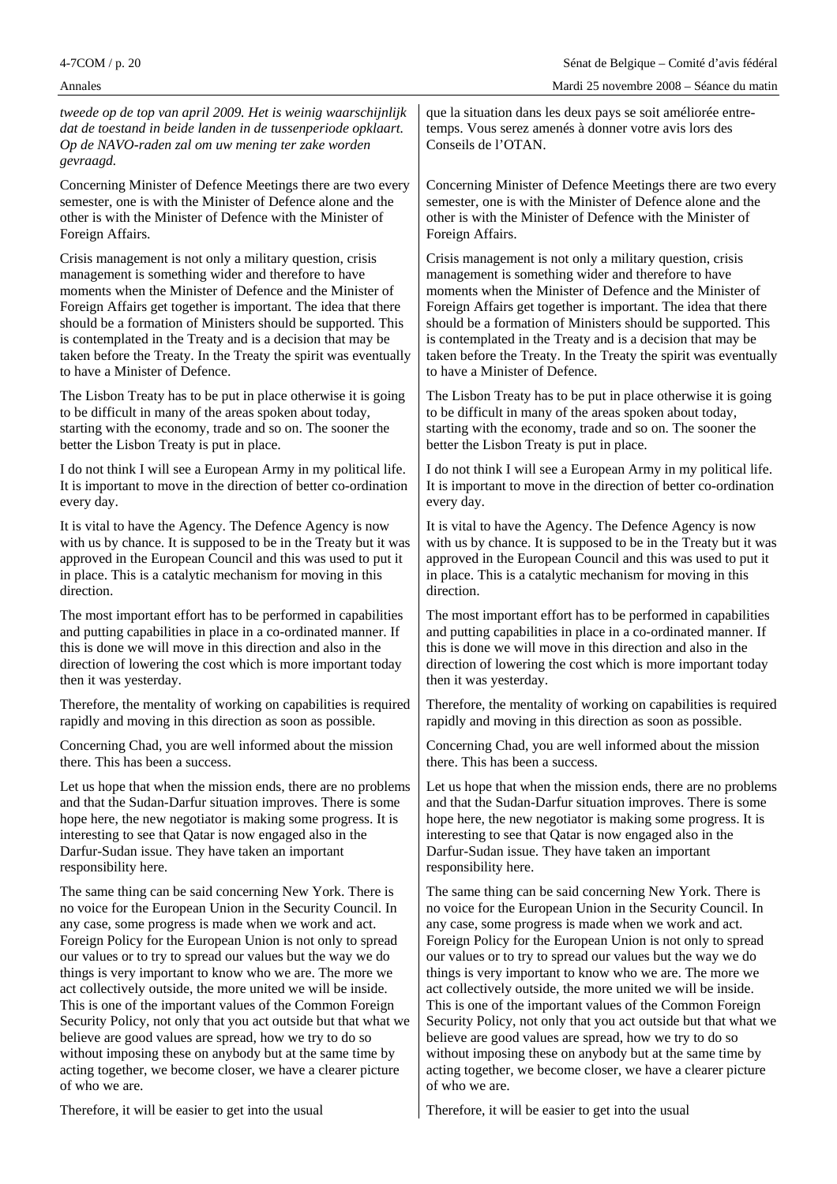*tweede op de top van april 2009. Het is weinig waarschijnlijk dat de toestand in beide landen in de tussenperiode opklaart. Op de NAVO-raden zal om uw mening ter zake worden gevraagd.*

Concerning Minister of Defence Meetings there are two every semester, one is with the Minister of Defence alone and the other is with the Minister of Defence with the Minister of Foreign Affairs.

Crisis management is not only a military question, crisis management is something wider and therefore to have moments when the Minister of Defence and the Minister of Foreign Affairs get together is important. The idea that there should be a formation of Ministers should be supported. This is contemplated in the Treaty and is a decision that may be taken before the Treaty. In the Treaty the spirit was eventually to have a Minister of Defence.

The Lisbon Treaty has to be put in place otherwise it is going to be difficult in many of the areas spoken about today, starting with the economy, trade and so on. The sooner the better the Lisbon Treaty is put in place.

I do not think I will see a European Army in my political life. It is important to move in the direction of better co-ordination every day.

It is vital to have the Agency. The Defence Agency is now with us by chance. It is supposed to be in the Treaty but it was approved in the European Council and this was used to put it in place. This is a catalytic mechanism for moving in this direction.

The most important effort has to be performed in capabilities and putting capabilities in place in a co-ordinated manner. If this is done we will move in this direction and also in the direction of lowering the cost which is more important today then it was yesterday.

Therefore, the mentality of working on capabilities is required rapidly and moving in this direction as soon as possible.

Concerning Chad, you are well informed about the mission there. This has been a success.

Let us hope that when the mission ends, there are no problems and that the Sudan-Darfur situation improves. There is some hope here, the new negotiator is making some progress. It is interesting to see that Qatar is now engaged also in the Darfur-Sudan issue. They have taken an important responsibility here.

The same thing can be said concerning New York. There is no voice for the European Union in the Security Council. In any case, some progress is made when we work and act. Foreign Policy for the European Union is not only to spread our values or to try to spread our values but the way we do things is very important to know who we are. The more we act collectively outside, the more united we will be inside. This is one of the important values of the Common Foreign Security Policy, not only that you act outside but that what we believe are good values are spread, how we try to do so without imposing these on anybody but at the same time by acting together, we become closer, we have a clearer picture of who we are.

Therefore, it will be easier to get into the usual

que la situation dans les deux pays se soit améliorée entretemps. Vous serez amenés à donner votre avis lors des Conseils de l'OTAN.

Concerning Minister of Defence Meetings there are two every semester, one is with the Minister of Defence alone and the other is with the Minister of Defence with the Minister of Foreign Affairs.

Crisis management is not only a military question, crisis management is something wider and therefore to have moments when the Minister of Defence and the Minister of Foreign Affairs get together is important. The idea that there should be a formation of Ministers should be supported. This is contemplated in the Treaty and is a decision that may be taken before the Treaty. In the Treaty the spirit was eventually to have a Minister of Defence.

The Lisbon Treaty has to be put in place otherwise it is going to be difficult in many of the areas spoken about today, starting with the economy, trade and so on. The sooner the better the Lisbon Treaty is put in place.

I do not think I will see a European Army in my political life. It is important to move in the direction of better co-ordination every day.

It is vital to have the Agency. The Defence Agency is now with us by chance. It is supposed to be in the Treaty but it was approved in the European Council and this was used to put it in place. This is a catalytic mechanism for moving in this direction.

The most important effort has to be performed in capabilities and putting capabilities in place in a co-ordinated manner. If this is done we will move in this direction and also in the direction of lowering the cost which is more important today then it was yesterday.

Therefore, the mentality of working on capabilities is required rapidly and moving in this direction as soon as possible.

Concerning Chad, you are well informed about the mission there. This has been a success.

Let us hope that when the mission ends, there are no problems and that the Sudan-Darfur situation improves. There is some hope here, the new negotiator is making some progress. It is interesting to see that Qatar is now engaged also in the Darfur-Sudan issue. They have taken an important responsibility here.

The same thing can be said concerning New York. There is no voice for the European Union in the Security Council. In any case, some progress is made when we work and act. Foreign Policy for the European Union is not only to spread our values or to try to spread our values but the way we do things is very important to know who we are. The more we act collectively outside, the more united we will be inside. This is one of the important values of the Common Foreign Security Policy, not only that you act outside but that what we believe are good values are spread, how we try to do so without imposing these on anybody but at the same time by acting together, we become closer, we have a clearer picture of who we are.

Therefore, it will be easier to get into the usual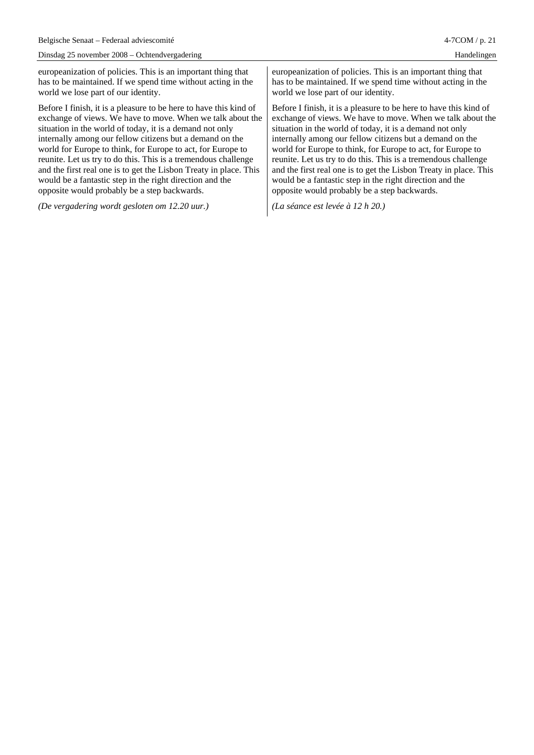europeanization of policies. This is an important thing that has to be maintained. If we spend time without acting in the world we lose part of our identity.

Before I finish, it is a pleasure to be here to have this kind of exchange of views. We have to move. When we talk about the situation in the world of today, it is a demand not only internally among our fellow citizens but a demand on the world for Europe to think, for Europe to act, for Europe to reunite. Let us try to do this. This is a tremendous challenge and the first real one is to get the Lisbon Treaty in place. This would be a fantastic step in the right direction and the opposite would probably be a step backwards.

*(De vergadering wordt gesloten om 12.20 uur.)*

europeanization of policies. This is an important thing that has to be maintained. If we spend time without acting in the world we lose part of our identity.

Before I finish, it is a pleasure to be here to have this kind of exchange of views. We have to move. When we talk about the situation in the world of today, it is a demand not only internally among our fellow citizens but a demand on the world for Europe to think, for Europe to act, for Europe to reunite. Let us try to do this. This is a tremendous challenge and the first real one is to get the Lisbon Treaty in place. This would be a fantastic step in the right direction and the opposite would probably be a step backwards.

*(La séance est levée à 12 h 20.)*